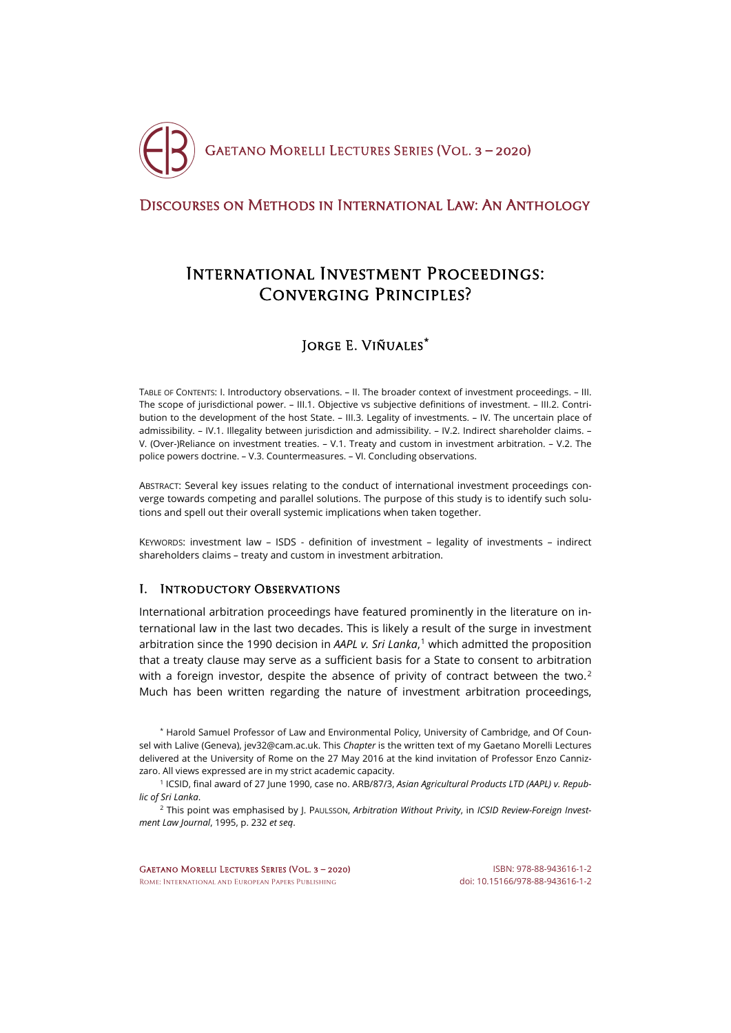# Discourses on Methods in International Law: An Anthology

# International Investment Proceedings: Converging Principles?

## Jorge E. Viñuales*

Table of Contents: I. Introductory observations. – II. The broader context of investment proceedings. – III. The scope of jurisdictional power. – III.1. Objective vs subjective definitions of investment. – III.2. Contribution to the development of the host State. – III.3. Legality of investments. – IV. The uncertain place of admissibility. – IV.1. Illegality between jurisdiction and admissibility. – IV.2. Indirect shareholder claims. – V. (Over-)Reliance on investment treaties. – V.1. Treaty and custom in investment arbitration. – V.2. The police powers doctrine. – V.3. Countermeasures. – VI. Concluding observations.

Abstract: Several key issues relating to the conduct of international investment proceedings converge towards competing and parallel solutions. The purpose of this study is to identify such solutions and spell out their overall systemic implications when taken together.

Keywords: investment law – ISDS - definition of investment – legality of investments – indirect shareholders claims – treaty and custom in investment arbitration.

## I. Introductory Observations

International arbitration proceedings have featured prominently in the literature on international law in the last two decades. This is likely a result of the surge in investment arbitration since the 1990 decision in *AAPL v. Sri Lanka*,[1] which admitted the proposition that a treaty clause may serve as a sufficient basis for a State to consent to arbitration with a foreign investor, despite the absence of privity of contract between the two.[2] Much has been written regarding the nature of investment arbitration proceedings,

* Harold Samuel Professor of Law and Environmental Policy, University of Cambridge, and Of Counsel with Lalive (Geneva), jev32@cam.ac.uk. This *Chapter* is the written text of my Gaetano Morelli Lectures delivered at the University of Rome on the 27 May 2016 at the kind invitation of Professor Enzo Cannizzaro. All views expressed are in my strict academic capacity.

[1] ICSID, final award of 27 June 1990, case no. ARB/87/3, *Asian Agricultural Products LTD (AAPL) v. Republic of Sri Lanka*.

[2] This point was emphasised by J. Paulsson, *Arbitration Without Privity*, in *ICSID Review-Foreign Investment Law Journal*, 1995, p. 232 *et seq*.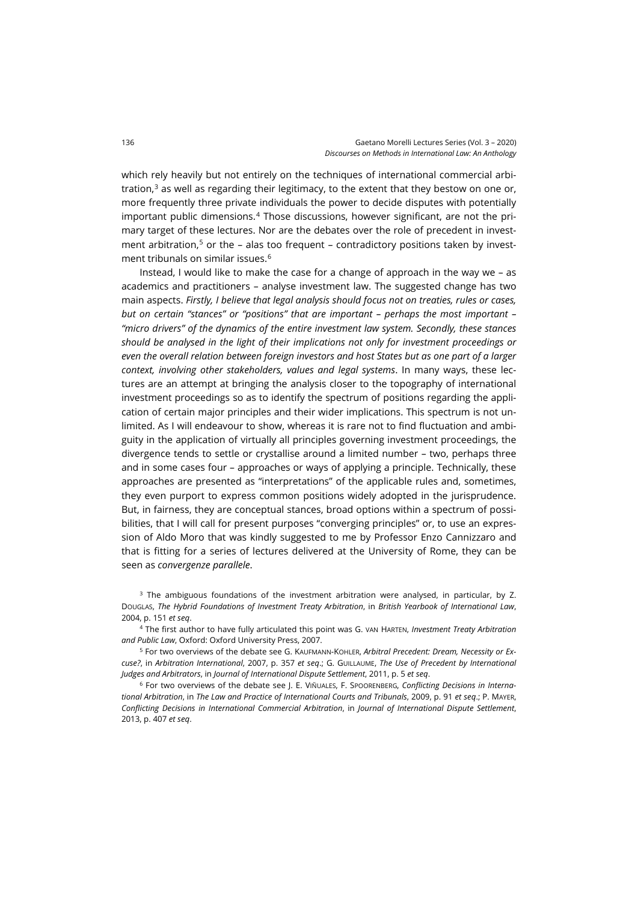which rely heavily but not entirely on the techniques of international commercial arbitration,[3] as well as regarding their legitimacy, to the extent that they bestow on one or, more frequently three private individuals the power to decide disputes with potentially important public dimensions.[4] Those discussions, however significant, are not the primary target of these lectures. Nor are the debates over the role of precedent in investment arbitration,[5] or the – alas too frequent – contradictory positions taken by investment tribunals on similar issues.[6]

Instead, I would like to make the case for a change of approach in the way we – as academics and practitioners – analyse investment law. The suggested change has two main aspects. *Firstly, I believe that legal analysis should focus not on treaties, rules or cases, but on certain "stances" or "positions" that are important – perhaps the most important – "micro drivers" of the dynamics of the entire investment law system. Secondly, these stances should be analysed in the light of their implications not only for investment proceedings or even the overall relation between foreign investors and host States but as one part of a larger context, involving other stakeholders, values and legal systems*. In many ways, these lectures are an attempt at bringing the analysis closer to the topography of international investment proceedings so as to identify the spectrum of positions regarding the application of certain major principles and their wider implications. This spectrum is not unlimited. As I will endeavour to show, whereas it is rare not to find fluctuation and ambiguity in the application of virtually all principles governing investment proceedings, the divergence tends to settle or crystallise around a limited number – two, perhaps three and in some cases four – approaches or ways of applying a principle. Technically, these approaches are presented as "interpretations" of the applicable rules and, sometimes, they even purport to express common positions widely adopted in the jurisprudence. But, in fairness, they are conceptual stances, broad options within a spectrum of possibilities, that I will call for present purposes "converging principles" or, to use an expression of Aldo Moro that was kindly suggested to me by Professor Enzo Cannizzaro and that is fitting for a series of lectures delivered at the University of Rome, they can be seen as *convergenze parallele*.

[3] The ambiguous foundations of the investment arbitration were analysed, in particular, by Z. Douglas, *The Hybrid Foundations of Investment Treaty Arbitration*, in *British Yearbook of International Law*, 2004, p. 151 *et seq*.

[4] The first author to have fully articulated this point was G. van Harten, *Investment Treaty Arbitration and Public Law*, Oxford: Oxford University Press, 2007.

[5] For two overviews of the debate see G. Kaufmann-Kohler, *Arbitral Precedent: Dream, Necessity or Excuse?*, in *Arbitration International*, 2007, p. 357 *et seq*.; G. Guillaume, *The Use of Precedent by International Judges and Arbitrators*, in *Journal of International Dispute Settlement*, 2011, p. 5 *et seq*.

[6] For two overviews of the debate see J. E. Viñuales, F. Spoorenberg, *Conflicting Decisions in International Arbitration*, in *The Law and Practice of International Courts and Tribunals*, 2009, p. 91 *et seq*.; P. Mayer, *Conflicting Decisions in International Commercial Arbitration*, in *Journal of International Dispute Settlement*, 2013, p. 407 *et seq*.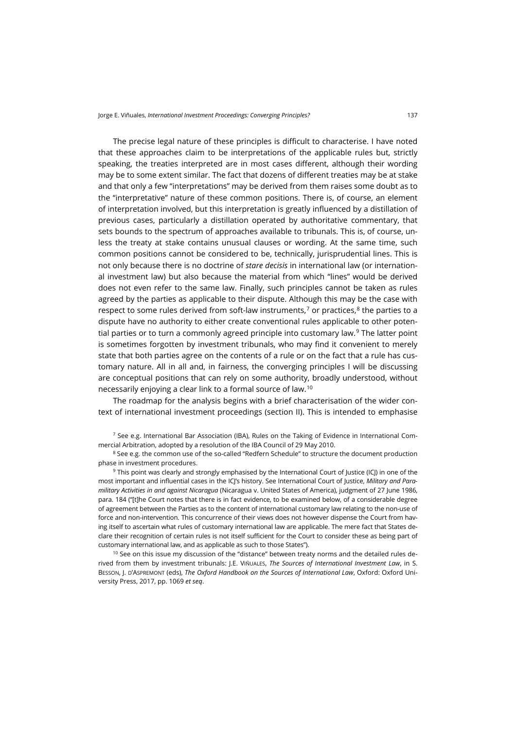The precise legal nature of these principles is difficult to characterise. I have noted that these approaches claim to be interpretations of the applicable rules but, strictly speaking, the treaties interpreted are in most cases different, although their wording may be to some extent similar. The fact that dozens of different treaties may be at stake and that only a few "interpretations" may be derived from them raises some doubt as to the "interpretative" nature of these common positions. There is, of course, an element of interpretation involved, but this interpretation is greatly influenced by a distillation of previous cases, particularly a distillation operated by authoritative commentary, that sets bounds to the spectrum of approaches available to tribunals. This is, of course, unless the treaty at stake contains unusual clauses or wording. At the same time, such common positions cannot be considered to be, technically, jurisprudential lines. This is not only because there is no doctrine of *stare decisis* in international law (or international investment law) but also because the material from which "lines" would be derived does not even refer to the same law. Finally, such principles cannot be taken as rules agreed by the parties as applicable to their dispute. Although this may be the case with respect to some rules derived from soft-law instruments,[7] or practices,[8] the parties to a dispute have no authority to either create conventional rules applicable to other potential parties or to turn a commonly agreed principle into customary law.[9] The latter point is sometimes forgotten by investment tribunals, who may find it convenient to merely state that both parties agree on the contents of a rule or on the fact that a rule has customary nature. All in all and, in fairness, the converging principles I will be discussing are conceptual positions that can rely on some authority, broadly understood, without necessarily enjoying a clear link to a formal source of law.[10]

The roadmap for the analysis begins with a brief characterisation of the wider context of international investment proceedings (section II). This is intended to emphasise

---

[7] See e.g. International Bar Association (IBA), Rules on the Taking of Evidence in International Commercial Arbitration, adopted by a resolution of the IBA Council of 29 May 2010.

[8] See e.g. the common use of the so-called "Redfern Schedule" to structure the document production phase in investment procedures.

[9] This point was clearly and strongly emphasised by the International Court of Justice (ICJ) in one of the most important and influential cases in the ICJ's history. See International Court of Justice, *Military and Paramilitary Activities in and against Nicaragua* (Nicaragua v. United States of America), judgment of 27 June 1986, para. 184 ("[t]he Court notes that there is in fact evidence, to be examined below, of a considerable degree of agreement between the Parties as to the content of international customary law relating to the non-use of force and non-intervention. This concurrence of their views does not however dispense the Court from having itself to ascertain what rules of customary international law are applicable. The mere fact that States declare their recognition of certain rules is not itself sufficient for the Court to consider these as being part of customary international law, and as applicable as such to those States").

[10] See on this issue my discussion of the "distance" between treaty norms and the detailed rules derived from them by investment tribunals: J.E. Viñuales, *The Sources of International Investment Law*, in S. Besson, J. d'Aspremont (eds), *The Oxford Handbook on the Sources of International Law*, Oxford: Oxford University Press, 2017, pp. 1069 *et seq*.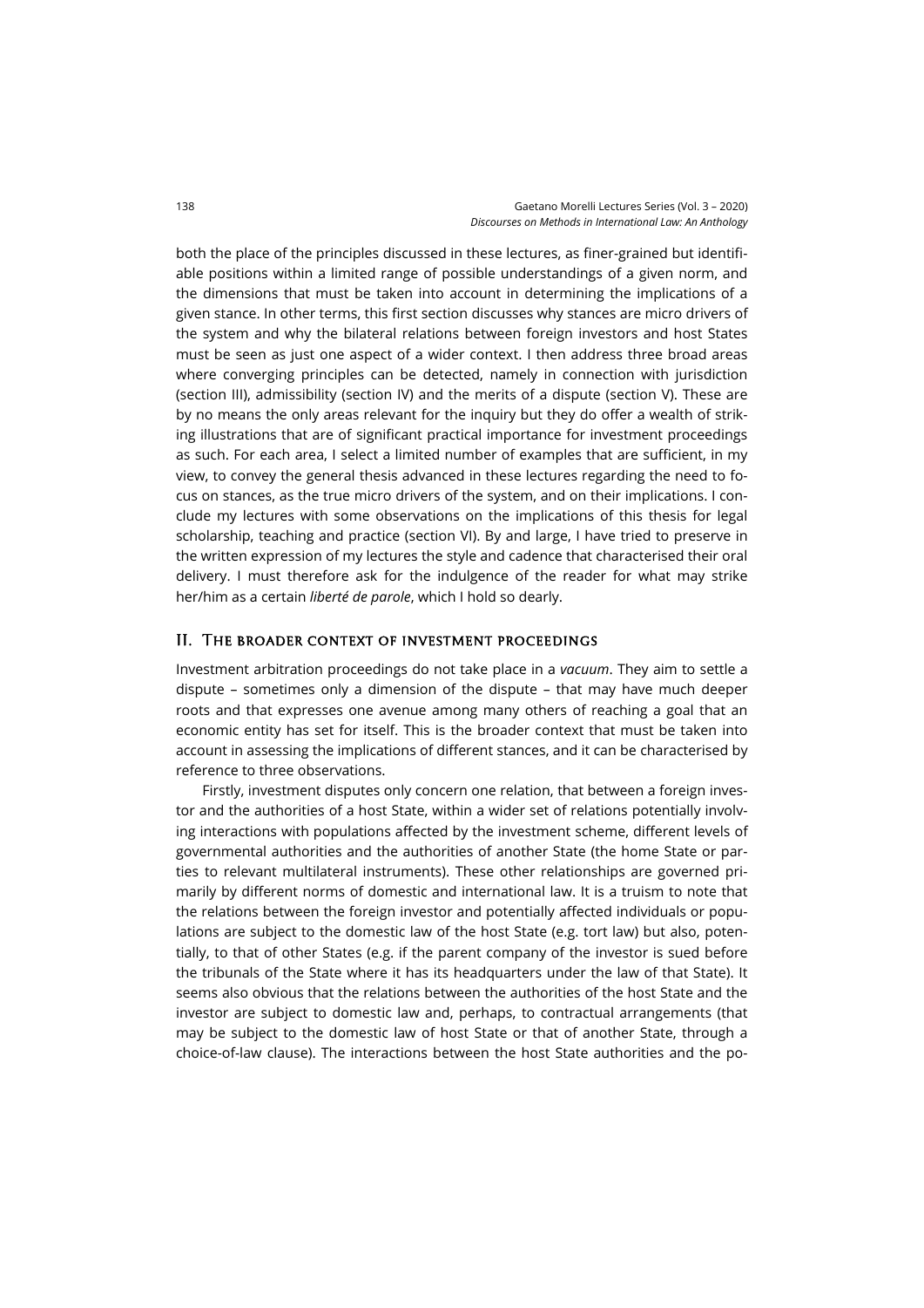both the place of the principles discussed in these lectures, as finer-grained but identifiable positions within a limited range of possible understandings of a given norm, and the dimensions that must be taken into account in determining the implications of a given stance. In other terms, this first section discusses why stances are micro drivers of the system and why the bilateral relations between foreign investors and host States must be seen as just one aspect of a wider context. I then address three broad areas where converging principles can be detected, namely in connection with jurisdiction (section III), admissibility (section IV) and the merits of a dispute (section V). These are by no means the only areas relevant for the inquiry but they do offer a wealth of striking illustrations that are of significant practical importance for investment proceedings as such. For each area, I select a limited number of examples that are sufficient, in my view, to convey the general thesis advanced in these lectures regarding the need to focus on stances, as the true micro drivers of the system, and on their implications. I conclude my lectures with some observations on the implications of this thesis for legal scholarship, teaching and practice (section VI). By and large, I have tried to preserve in the written expression of my lectures the style and cadence that characterised their oral delivery. I must therefore ask for the indulgence of the reader for what may strike her/him as a certain *liberté de parole*, which I hold so dearly.

## II. The broader context of investment proceedings

Investment arbitration proceedings do not take place in a *vacuum*. They aim to settle a dispute – sometimes only a dimension of the dispute – that may have much deeper roots and that expresses one avenue among many others of reaching a goal that an economic entity has set for itself. This is the broader context that must be taken into account in assessing the implications of different stances, and it can be characterised by reference to three observations.

Firstly, investment disputes only concern one relation, that between a foreign investor and the authorities of a host State, within a wider set of relations potentially involving interactions with populations affected by the investment scheme, different levels of governmental authorities and the authorities of another State (the home State or parties to relevant multilateral instruments). These other relationships are governed primarily by different norms of domestic and international law. It is a truism to note that the relations between the foreign investor and potentially affected individuals or populations are subject to the domestic law of the host State (e.g. tort law) but also, potentially, to that of other States (e.g. if the parent company of the investor is sued before the tribunals of the State where it has its headquarters under the law of that State). It seems also obvious that the relations between the authorities of the host State and the investor are subject to domestic law and, perhaps, to contractual arrangements (that may be subject to the domestic law of host State or that of another State, through a choice-of-law clause). The interactions between the host State authorities and the po-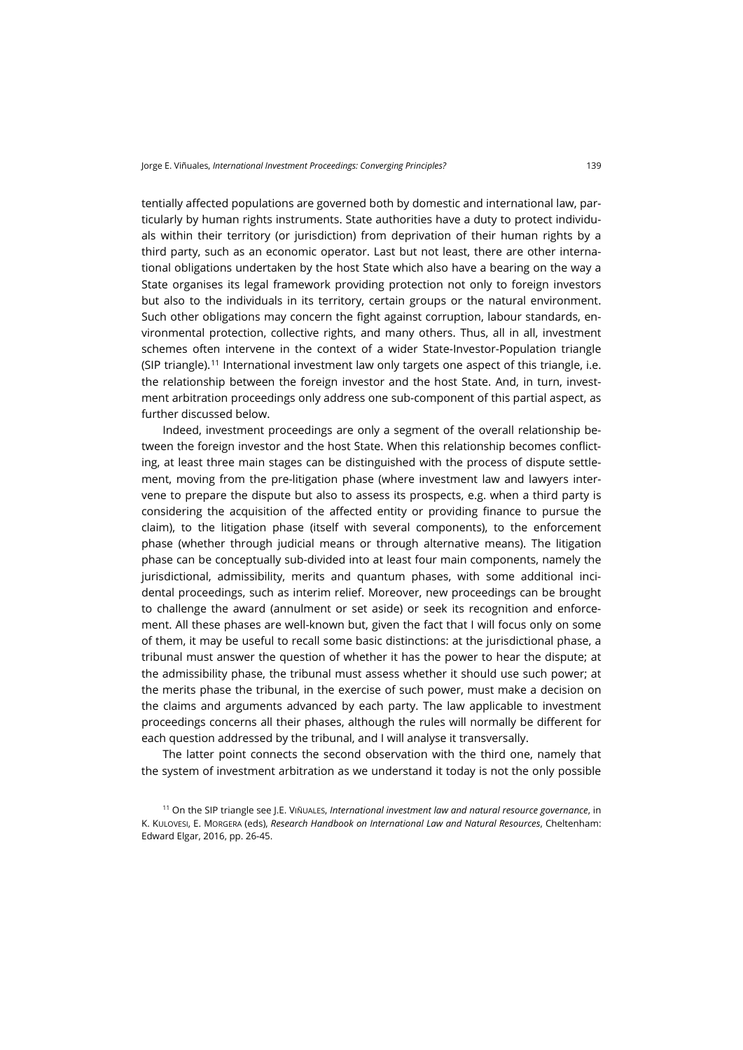tentially affected populations are governed both by domestic and international law, particularly by human rights instruments. State authorities have a duty to protect individuals within their territory (or jurisdiction) from deprivation of their human rights by a third party, such as an economic operator. Last but not least, there are other international obligations undertaken by the host State which also have a bearing on the way a State organises its legal framework providing protection not only to foreign investors but also to the individuals in its territory, certain groups or the natural environment. Such other obligations may concern the fight against corruption, labour standards, environmental protection, collective rights, and many others. Thus, all in all, investment schemes often intervene in the context of a wider State-Investor-Population triangle (SIP triangle).[11] International investment law only targets one aspect of this triangle, i.e. the relationship between the foreign investor and the host State. And, in turn, investment arbitration proceedings only address one sub-component of this partial aspect, as further discussed below.

Indeed, investment proceedings are only a segment of the overall relationship between the foreign investor and the host State. When this relationship becomes conflicting, at least three main stages can be distinguished with the process of dispute settlement, moving from the pre-litigation phase (where investment law and lawyers intervene to prepare the dispute but also to assess its prospects, e.g. when a third party is considering the acquisition of the affected entity or providing finance to pursue the claim), to the litigation phase (itself with several components), to the enforcement phase (whether through judicial means or through alternative means). The litigation phase can be conceptually sub-divided into at least four main components, namely the jurisdictional, admissibility, merits and quantum phases, with some additional incidental proceedings, such as interim relief. Moreover, new proceedings can be brought to challenge the award (annulment or set aside) or seek its recognition and enforcement. All these phases are well-known but, given the fact that I will focus only on some of them, it may be useful to recall some basic distinctions: at the jurisdictional phase, a tribunal must answer the question of whether it has the power to hear the dispute; at the admissibility phase, the tribunal must assess whether it should use such power; at the merits phase the tribunal, in the exercise of such power, must make a decision on the claims and arguments advanced by each party. The law applicable to investment proceedings concerns all their phases, although the rules will normally be different for each question addressed by the tribunal, and I will analyse it transversally.

The latter point connects the second observation with the third one, namely that the system of investment arbitration as we understand it today is not the only possible

[11] On the SIP triangle see J.E. Viñuales, *International investment law and natural resource governance*, in K. Kulovesi, E. Morgera (eds), *Research Handbook on International Law and Natural Resources*, Cheltenham: Edward Elgar, 2016, pp. 26-45.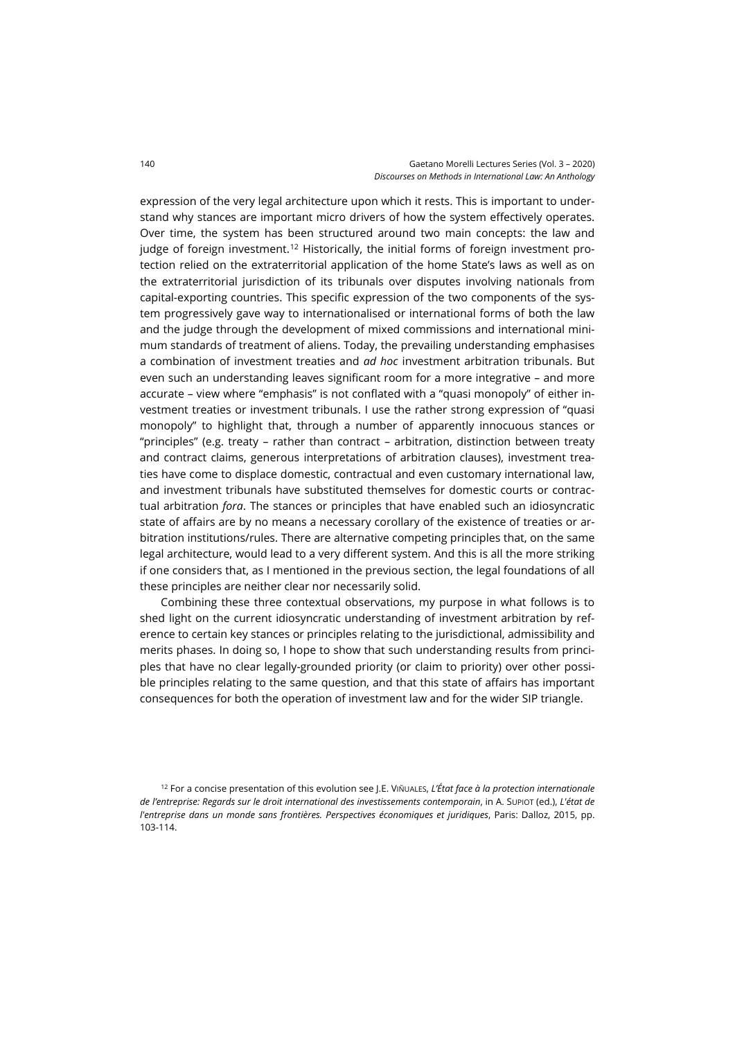expression of the very legal architecture upon which it rests. This is important to understand why stances are important micro drivers of how the system effectively operates. Over time, the system has been structured around two main concepts: the law and judge of foreign investment.[12] Historically, the initial forms of foreign investment protection relied on the extraterritorial application of the home State's laws as well as on the extraterritorial jurisdiction of its tribunals over disputes involving nationals from capital-exporting countries. This specific expression of the two components of the system progressively gave way to internationalised or international forms of both the law and the judge through the development of mixed commissions and international minimum standards of treatment of aliens. Today, the prevailing understanding emphasises a combination of investment treaties and *ad hoc* investment arbitration tribunals. But even such an understanding leaves significant room for a more integrative – and more accurate – view where "emphasis" is not conflated with a "quasi monopoly" of either investment treaties or investment tribunals. I use the rather strong expression of "quasi monopoly" to highlight that, through a number of apparently innocuous stances or "principles" (e.g. treaty – rather than contract – arbitration, distinction between treaty and contract claims, generous interpretations of arbitration clauses), investment treaties have come to displace domestic, contractual and even customary international law, and investment tribunals have substituted themselves for domestic courts or contractual arbitration *fora*. The stances or principles that have enabled such an idiosyncratic state of affairs are by no means a necessary corollary of the existence of treaties or arbitration institutions/rules. There are alternative competing principles that, on the same legal architecture, would lead to a very different system. And this is all the more striking if one considers that, as I mentioned in the previous section, the legal foundations of all these principles are neither clear nor necessarily solid.

Combining these three contextual observations, my purpose in what follows is to shed light on the current idiosyncratic understanding of investment arbitration by reference to certain key stances or principles relating to the jurisdictional, admissibility and merits phases. In doing so, I hope to show that such understanding results from principles that have no clear legally-grounded priority (or claim to priority) over other possible principles relating to the same question, and that this state of affairs has important consequences for both the operation of investment law and for the wider SIP triangle.

[12] For a concise presentation of this evolution see J.E. Viñuales, *L'État face à la protection internationale de l'entreprise: Regards sur le droit international des investissements contemporain*, in A. Supiot (ed.), *L'état de l'entreprise dans un monde sans frontières. Perspectives économiques et juridiques*, Paris: Dalloz, 2015, pp. 103-114.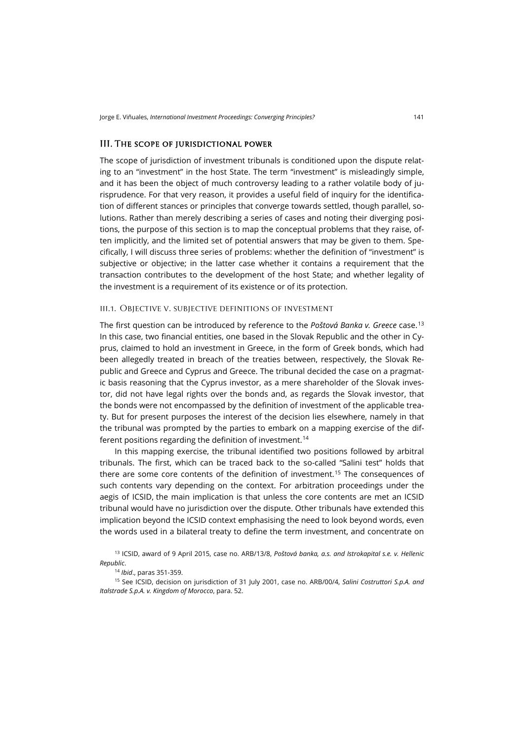## III. The scope of jurisdictional power

The scope of jurisdiction of investment tribunals is conditioned upon the dispute relating to an "investment" in the host State. The term "investment" is misleadingly simple, and it has been the object of much controversy leading to a rather volatile body of jurisprudence. For that very reason, it provides a useful field of inquiry for the identification of different stances or principles that converge towards settled, though parallel, solutions. Rather than merely describing a series of cases and noting their diverging positions, the purpose of this section is to map the conceptual problems that they raise, often implicitly, and the limited set of potential answers that may be given to them. Specifically, I will discuss three series of problems: whether the definition of "investment" is subjective or objective; in the latter case whether it contains a requirement that the transaction contributes to the development of the host State; and whether legality of the investment is a requirement of its existence or of its protection.

### III.1. Objective v. subjective definitions of investment

The first question can be introduced by reference to the *Poštová Banka v. Greece* case.[13] In this case, two financial entities, one based in the Slovak Republic and the other in Cyprus, claimed to hold an investment in Greece, in the form of Greek bonds, which had been allegedly treated in breach of the treaties between, respectively, the Slovak Republic and Greece and Cyprus and Greece. The tribunal decided the case on a pragmatic basis reasoning that the Cyprus investor, as a mere shareholder of the Slovak investor, did not have legal rights over the bonds and, as regards the Slovak investor, that the bonds were not encompassed by the definition of investment of the applicable treaty. But for present purposes the interest of the decision lies elsewhere, namely in that the tribunal was prompted by the parties to embark on a mapping exercise of the different positions regarding the definition of investment.[14]

In this mapping exercise, the tribunal identified two positions followed by arbitral tribunals. The first, which can be traced back to the so-called "Salini test" holds that there are some core contents of the definition of investment.[15] The consequences of such contents vary depending on the context. For arbitration proceedings under the aegis of ICSID, the main implication is that unless the core contents are met an ICSID tribunal would have no jurisdiction over the dispute. Other tribunals have extended this implication beyond the ICSID context emphasising the need to look beyond words, even the words used in a bilateral treaty to define the term investment, and concentrate on

[13] ICSID, award of 9 April 2015, case no. ARB/13/8, *Poštová banka, a.s. and Istrokapital s.e. v. Hellenic Republic*.

[14] *Ibid*., paras 351-359.

[15] See ICSID, decision on jurisdiction of 31 July 2001, case no. ARB/00/4, *Salini Costruttori S.p.A. and Italstrade S.p.A. v. Kingdom of Morocco*, para. 52.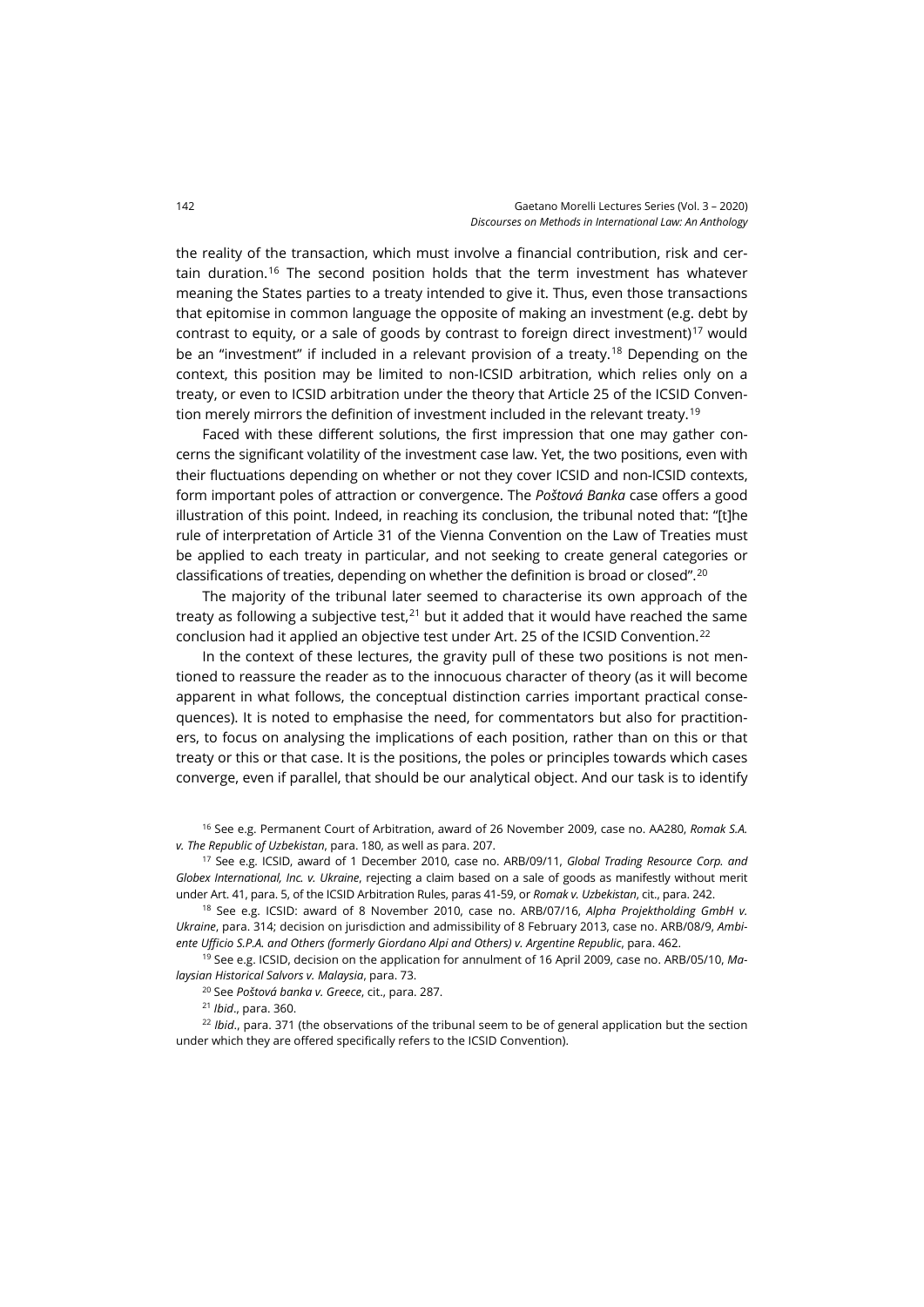the reality of the transaction, which must involve a financial contribution, risk and certain duration.[16] The second position holds that the term investment has whatever meaning the States parties to a treaty intended to give it. Thus, even those transactions that epitomise in common language the opposite of making an investment (e.g. debt by contrast to equity, or a sale of goods by contrast to foreign direct investment)[17] would be an "investment" if included in a relevant provision of a treaty.[18] Depending on the context, this position may be limited to non-ICSID arbitration, which relies only on a treaty, or even to ICSID arbitration under the theory that Article 25 of the ICSID Convention merely mirrors the definition of investment included in the relevant treaty.[19]

Faced with these different solutions, the first impression that one may gather concerns the significant volatility of the investment case law. Yet, the two positions, even with their fluctuations depending on whether or not they cover ICSID and non-ICSID contexts, form important poles of attraction or convergence. The *Poštová Banka* case offers a good illustration of this point. Indeed, in reaching its conclusion, the tribunal noted that: "[t]he rule of interpretation of Article 31 of the Vienna Convention on the Law of Treaties must be applied to each treaty in particular, and not seeking to create general categories or classifications of treaties, depending on whether the definition is broad or closed".[20]

The majority of the tribunal later seemed to characterise its own approach of the treaty as following a subjective test,[21] but it added that it would have reached the same conclusion had it applied an objective test under Art. 25 of the ICSID Convention.[22]

In the context of these lectures, the gravity pull of these two positions is not mentioned to reassure the reader as to the innocuous character of theory (as it will become apparent in what follows, the conceptual distinction carries important practical consequences). It is noted to emphasise the need, for commentators but also for practitioners, to focus on analysing the implications of each position, rather than on this or that treaty or this or that case. It is the positions, the poles or principles towards which cases converge, even if parallel, that should be our analytical object. And our task is to identify

---

[16] See e.g. Permanent Court of Arbitration, award of 26 November 2009, case no. AA280, *Romak S.A. v. The Republic of Uzbekistan*, para. 180, as well as para. 207.

[17] See e.g. ICSID, award of 1 December 2010, case no. ARB/09/11, *Global Trading Resource Corp. and Globex International, Inc. v. Ukraine*, rejecting a claim based on a sale of goods as manifestly without merit under Art. 41, para. 5, of the ICSID Arbitration Rules, paras 41-59, or *Romak v. Uzbekistan*, cit., para. 242.

[18] See e.g. ICSID: award of 8 November 2010, case no. ARB/07/16, *Alpha Projektholding GmbH v. Ukraine*, para. 314; decision on jurisdiction and admissibility of 8 February 2013, case no. ARB/08/9, *Ambiente Ufficio S.P.A. and Others (formerly Giordano Alpi and Others) v. Argentine Republic*, para. 462.

[19] See e.g. ICSID, decision on the application for annulment of 16 April 2009, case no. ARB/05/10, *Malaysian Historical Salvors v. Malaysia*, para. 73.

[20] See *Poštová banka v. Greece*, cit., para. 287.

[21] *Ibid*., para. 360.

[22] *Ibid*., para. 371 (the observations of the tribunal seem to be of general application but the section under which they are offered specifically refers to the ICSID Convention).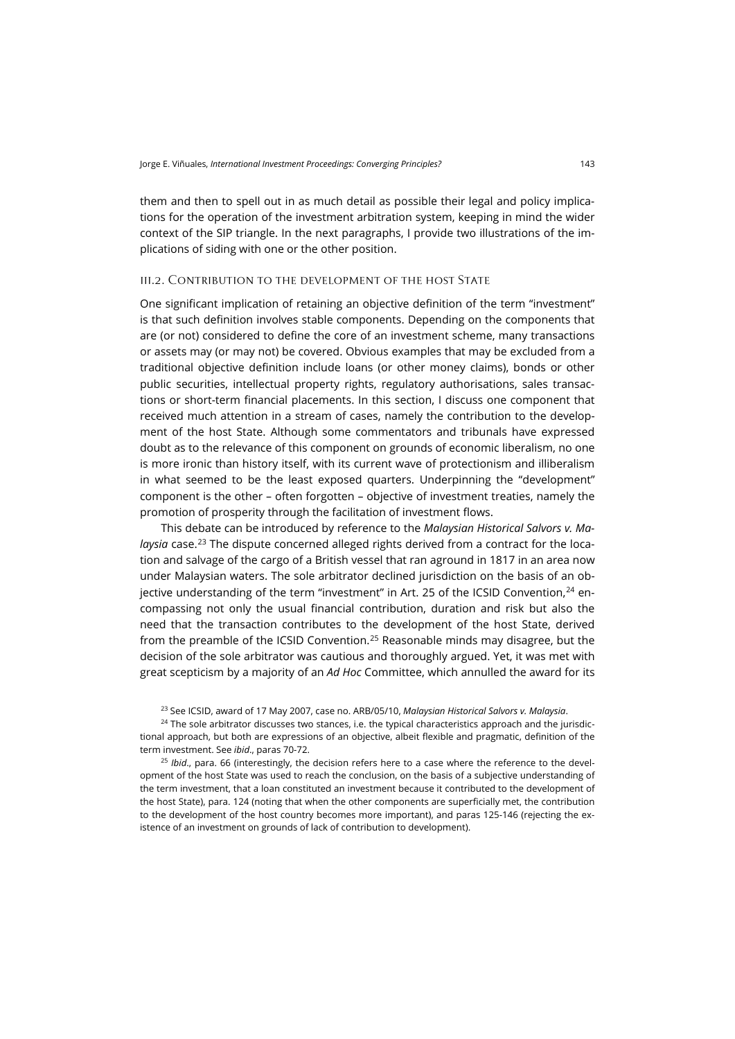them and then to spell out in as much detail as possible their legal and policy implications for the operation of the investment arbitration system, keeping in mind the wider context of the SIP triangle. In the next paragraphs, I provide two illustrations of the implications of siding with one or the other position.

### III.2. Contribution to the development of the host State

One significant implication of retaining an objective definition of the term "investment" is that such definition involves stable components. Depending on the components that are (or not) considered to define the core of an investment scheme, many transactions or assets may (or may not) be covered. Obvious examples that may be excluded from a traditional objective definition include loans (or other money claims), bonds or other public securities, intellectual property rights, regulatory authorisations, sales transactions or short-term financial placements. In this section, I discuss one component that received much attention in a stream of cases, namely the contribution to the development of the host State. Although some commentators and tribunals have expressed doubt as to the relevance of this component on grounds of economic liberalism, no one is more ironic than history itself, with its current wave of protectionism and illiberalism in what seemed to be the least exposed quarters. Underpinning the "development" component is the other – often forgotten – objective of investment treaties, namely the promotion of prosperity through the facilitation of investment flows.

This debate can be introduced by reference to the *Malaysian Historical Salvors v. Malaysia* case.[23] The dispute concerned alleged rights derived from a contract for the location and salvage of the cargo of a British vessel that ran aground in 1817 in an area now under Malaysian waters. The sole arbitrator declined jurisdiction on the basis of an objective understanding of the term "investment" in Art. 25 of the ICSID Convention,[24] encompassing not only the usual financial contribution, duration and risk but also the need that the transaction contributes to the development of the host State, derived from the preamble of the ICSID Convention.[25] Reasonable minds may disagree, but the decision of the sole arbitrator was cautious and thoroughly argued. Yet, it was met with great scepticism by a majority of an *Ad Hoc* Committee, which annulled the award for its

[23] See ICSID, award of 17 May 2007, case no. ARB/05/10, *Malaysian Historical Salvors v. Malaysia*.

[24] The sole arbitrator discusses two stances, i.e. the typical characteristics approach and the jurisdictional approach, but both are expressions of an objective, albeit flexible and pragmatic, definition of the term investment. See *ibid*., paras 70-72.

[25] *Ibid*., para. 66 (interestingly, the decision refers here to a case where the reference to the development of the host State was used to reach the conclusion, on the basis of a subjective understanding of the term investment, that a loan constituted an investment because it contributed to the development of the host State), para. 124 (noting that when the other components are superficially met, the contribution to the development of the host country becomes more important), and paras 125-146 (rejecting the existence of an investment on grounds of lack of contribution to development).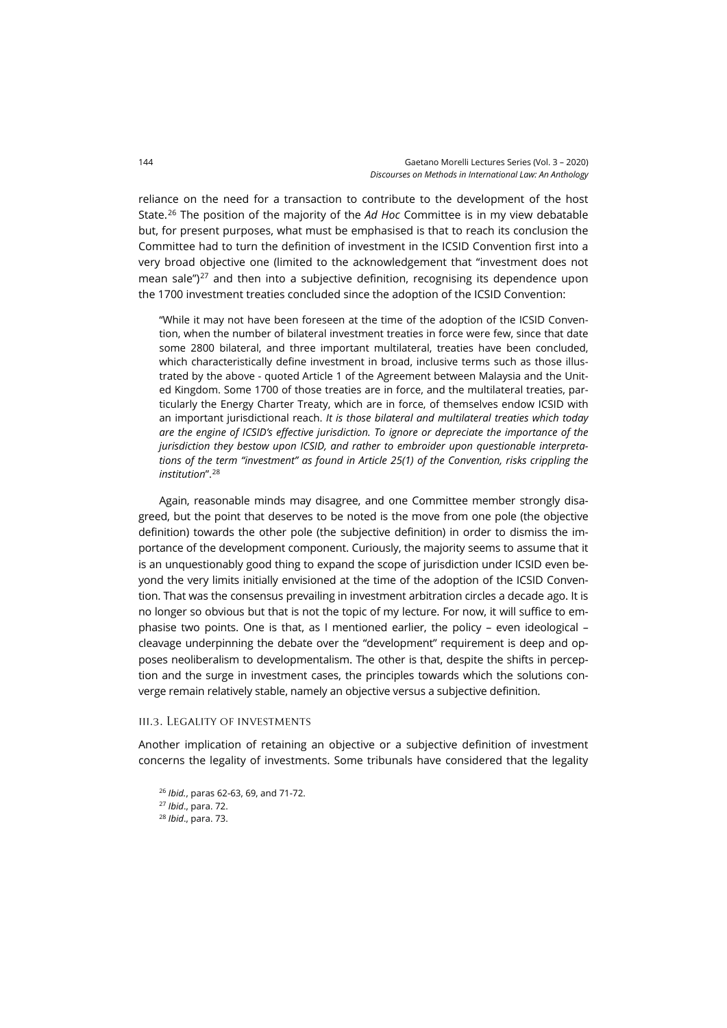reliance on the need for a transaction to contribute to the development of the host State.[26] The position of the majority of the *Ad Hoc* Committee is in my view debatable but, for present purposes, what must be emphasised is that to reach its conclusion the Committee had to turn the definition of investment in the ICSID Convention first into a very broad objective one (limited to the acknowledgement that "investment does not mean sale")[27] and then into a subjective definition, recognising its dependence upon the 1700 investment treaties concluded since the adoption of the ICSID Convention:

> "While it may not have been foreseen at the time of the adoption of the ICSID Convention, when the number of bilateral investment treaties in force were few, since that date some 2800 bilateral, and three important multilateral, treaties have been concluded, which characteristically define investment in broad, inclusive terms such as those illustrated by the above - quoted Article 1 of the Agreement between Malaysia and the United Kingdom. Some 1700 of those treaties are in force, and the multilateral treaties, particularly the Energy Charter Treaty, which are in force, of themselves endow ICSID with an important jurisdictional reach. *It is those bilateral and multilateral treaties which today are the engine of ICSID's effective jurisdiction. To ignore or depreciate the importance of the jurisdiction they bestow upon ICSID, and rather to embroider upon questionable interpretations of the term "investment" as found in Article 25(1) of the Convention, risks crippling the institution*".[28]

Again, reasonable minds may disagree, and one Committee member strongly disagreed, but the point that deserves to be noted is the move from one pole (the objective definition) towards the other pole (the subjective definition) in order to dismiss the importance of the development component. Curiously, the majority seems to assume that it is an unquestionably good thing to expand the scope of jurisdiction under ICSID even beyond the very limits initially envisioned at the time of the adoption of the ICSID Convention. That was the consensus prevailing in investment arbitration circles a decade ago. It is no longer so obvious but that is not the topic of my lecture. For now, it will suffice to emphasise two points. One is that, as I mentioned earlier, the policy – even ideological – cleavage underpinning the debate over the "development" requirement is deep and opposes neoliberalism to developmentalism. The other is that, despite the shifts in perception and the surge in investment cases, the principles towards which the solutions converge remain relatively stable, namely an objective versus a subjective definition.

### III.3. Legality of investments

Another implication of retaining an objective or a subjective definition of investment concerns the legality of investments. Some tribunals have considered that the legality

[26] *Ibid.*, paras 62-63, 69, and 71-72.

[27] *Ibid*., para. 72.

[28] *Ibid*., para. 73.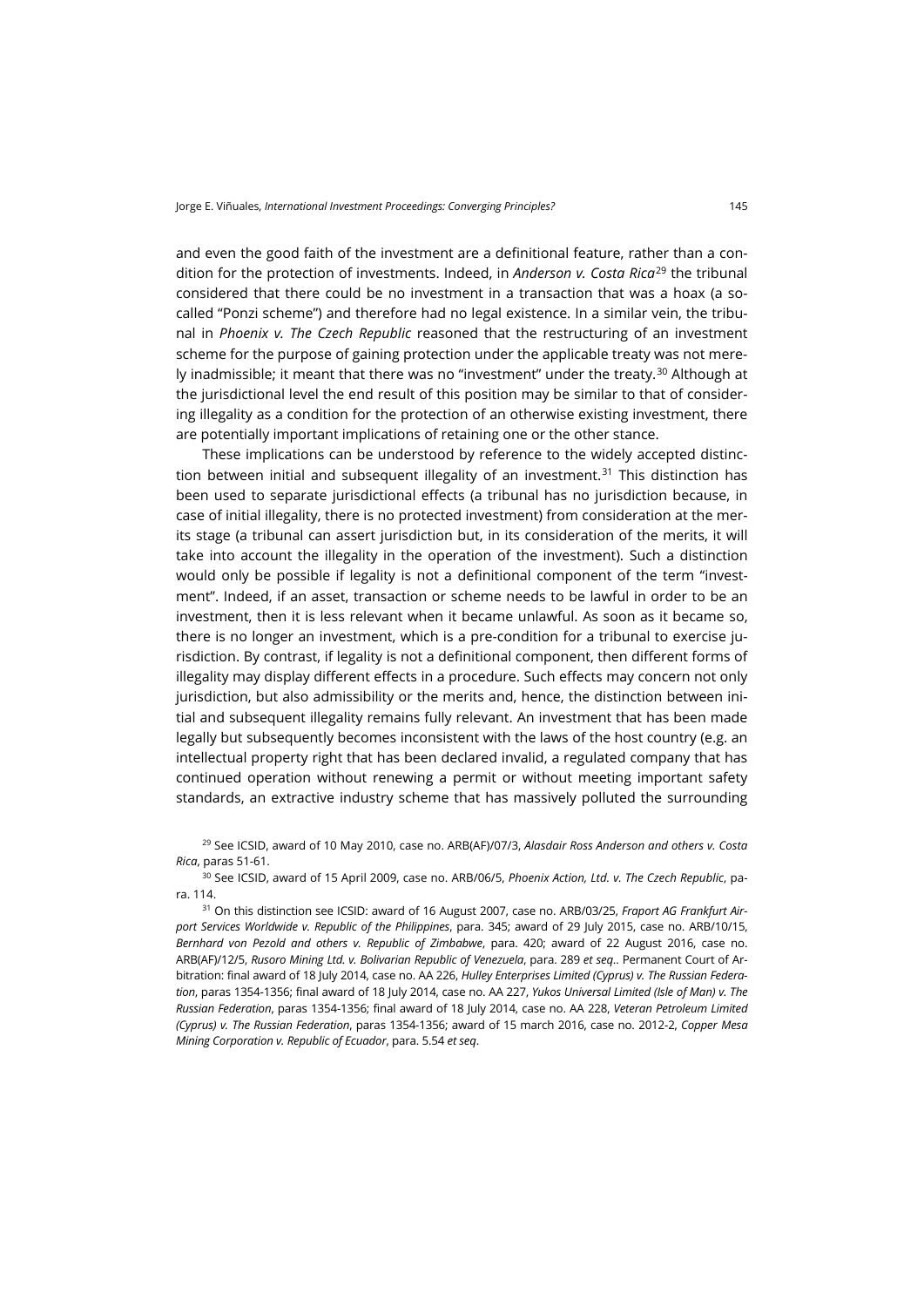and even the good faith of the investment are a definitional feature, rather than a condition for the protection of investments. Indeed, in *Anderson v. Costa Rica*[29] the tribunal considered that there could be no investment in a transaction that was a hoax (a so-called "Ponzi scheme") and therefore had no legal existence. In a similar vein, the tribunal in *Phoenix v. The Czech Republic* reasoned that the restructuring of an investment scheme for the purpose of gaining protection under the applicable treaty was not merely inadmissible; it meant that there was no "investment" under the treaty.[30] Although at the jurisdictional level the end result of this position may be similar to that of considering illegality as a condition for the protection of an otherwise existing investment, there are potentially important implications of retaining one or the other stance.

These implications can be understood by reference to the widely accepted distinction between initial and subsequent illegality of an investment.[31] This distinction has been used to separate jurisdictional effects (a tribunal has no jurisdiction because, in case of initial illegality, there is no protected investment) from consideration at the merits stage (a tribunal can assert jurisdiction but, in its consideration of the merits, it will take into account the illegality in the operation of the investment). Such a distinction would only be possible if legality is not a definitional component of the term "investment". Indeed, if an asset, transaction or scheme needs to be lawful in order to be an investment, then it is less relevant when it became unlawful. As soon as it became so, there is no longer an investment, which is a pre-condition for a tribunal to exercise jurisdiction. By contrast, if legality is not a definitional component, then different forms of illegality may display different effects in a procedure. Such effects may concern not only jurisdiction, but also admissibility or the merits and, hence, the distinction between initial and subsequent illegality remains fully relevant. An investment that has been made legally but subsequently becomes inconsistent with the laws of the host country (e.g. an intellectual property right that has been declared invalid, a regulated company that has continued operation without renewing a permit or without meeting important safety standards, an extractive industry scheme that has massively polluted the surrounding

[29] See ICSID, award of 10 May 2010, case no. ARB(AF)/07/3, *Alasdair Ross Anderson and others v. Costa Rica*, paras 51-61.

[30] See ICSID, award of 15 April 2009, case no. ARB/06/5, *Phoenix Action, Ltd. v. The Czech Republic*, para. 114.

[31] On this distinction see ICSID: award of 16 August 2007, case no. ARB/03/25, *Fraport AG Frankfurt Airport Services Worldwide v. Republic of the Philippines*, para. 345; award of 29 July 2015, case no. ARB/10/15, *Bernhard von Pezold and others v. Republic of Zimbabwe*, para. 420; award of 22 August 2016, case no. ARB(AF)/12/5, *Rusoro Mining Ltd. v. Bolivarian Republic of Venezuela*, para. 289 *et seq.*. Permanent Court of Arbitration: final award of 18 July 2014, case no. AA 226, *Hulley Enterprises Limited (Cyprus) v. The Russian Federation*, paras 1354-1356; final award of 18 July 2014, case no. AA 227, *Yukos Universal Limited (Isle of Man) v. The Russian Federation*, paras 1354-1356; final award of 18 July 2014, case no. AA 228, *Veteran Petroleum Limited (Cyprus) v. The Russian Federation*, paras 1354-1356; award of 15 march 2016, case no. 2012-2, *Copper Mesa Mining Corporation v. Republic of Ecuador*, para. 5.54 *et seq*.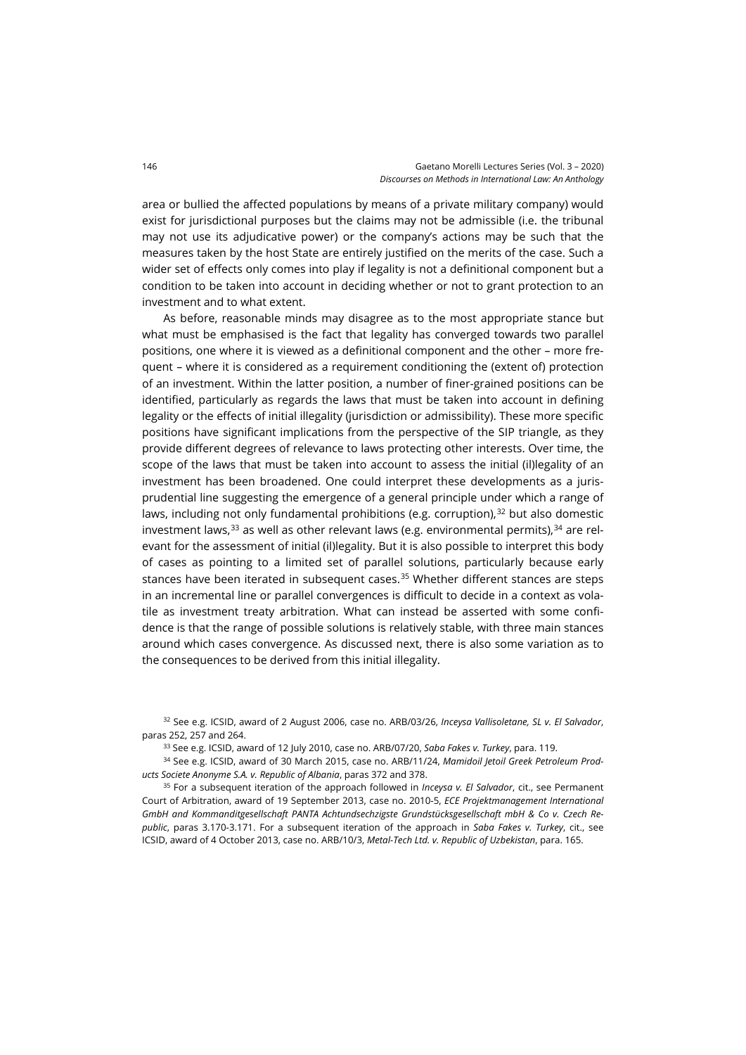area or bullied the affected populations by means of a private military company) would exist for jurisdictional purposes but the claims may not be admissible (i.e. the tribunal may not use its adjudicative power) or the company's actions may be such that the measures taken by the host State are entirely justified on the merits of the case. Such a wider set of effects only comes into play if legality is not a definitional component but a condition to be taken into account in deciding whether or not to grant protection to an investment and to what extent.

As before, reasonable minds may disagree as to the most appropriate stance but what must be emphasised is the fact that legality has converged towards two parallel positions, one where it is viewed as a definitional component and the other – more frequent – where it is considered as a requirement conditioning the (extent of) protection of an investment. Within the latter position, a number of finer-grained positions can be identified, particularly as regards the laws that must be taken into account in defining legality or the effects of initial illegality (jurisdiction or admissibility). These more specific positions have significant implications from the perspective of the SIP triangle, as they provide different degrees of relevance to laws protecting other interests. Over time, the scope of the laws that must be taken into account to assess the initial (il)legality of an investment has been broadened. One could interpret these developments as a jurisprudential line suggesting the emergence of a general principle under which a range of laws, including not only fundamental prohibitions (e.g. corruption),[32] but also domestic investment laws,[33] as well as other relevant laws (e.g. environmental permits),[34] are relevant for the assessment of initial (il)legality. But it is also possible to interpret this body of cases as pointing to a limited set of parallel solutions, particularly because early stances have been iterated in subsequent cases.[35] Whether different stances are steps in an incremental line or parallel convergences is difficult to decide in a context as volatile as investment treaty arbitration. What can instead be asserted with some confidence is that the range of possible solutions is relatively stable, with three main stances around which cases convergence. As discussed next, there is also some variation as to the consequences to be derived from this initial illegality.

[32] See e.g. ICSID, award of 2 August 2006, case no. ARB/03/26, *Inceysa Vallisoletane, SL v. El Salvador*, paras 252, 257 and 264.

[33] See e.g. ICSID, award of 12 July 2010, case no. ARB/07/20, *Saba Fakes v. Turkey*, para. 119.

[34] See e.g. ICSID, award of 30 March 2015, case no. ARB/11/24, *Mamidoil Jetoil Greek Petroleum Products Societe Anonyme S.A. v. Republic of Albania*, paras 372 and 378.

[35] For a subsequent iteration of the approach followed in *Inceysa v. El Salvador*, cit., see Permanent Court of Arbitration, award of 19 September 2013, case no. 2010-5, *ECE Projektmanagement International GmbH and Kommanditgesellschaft PANTA Achtundsechzigste Grundstücksgesellschaft mbH & Co v. Czech Republic*, paras 3.170-3.171. For a subsequent iteration of the approach in *Saba Fakes v. Turkey*, cit., see ICSID, award of 4 October 2013, case no. ARB/10/3, *Metal-Tech Ltd. v. Republic of Uzbekistan*, para. 165.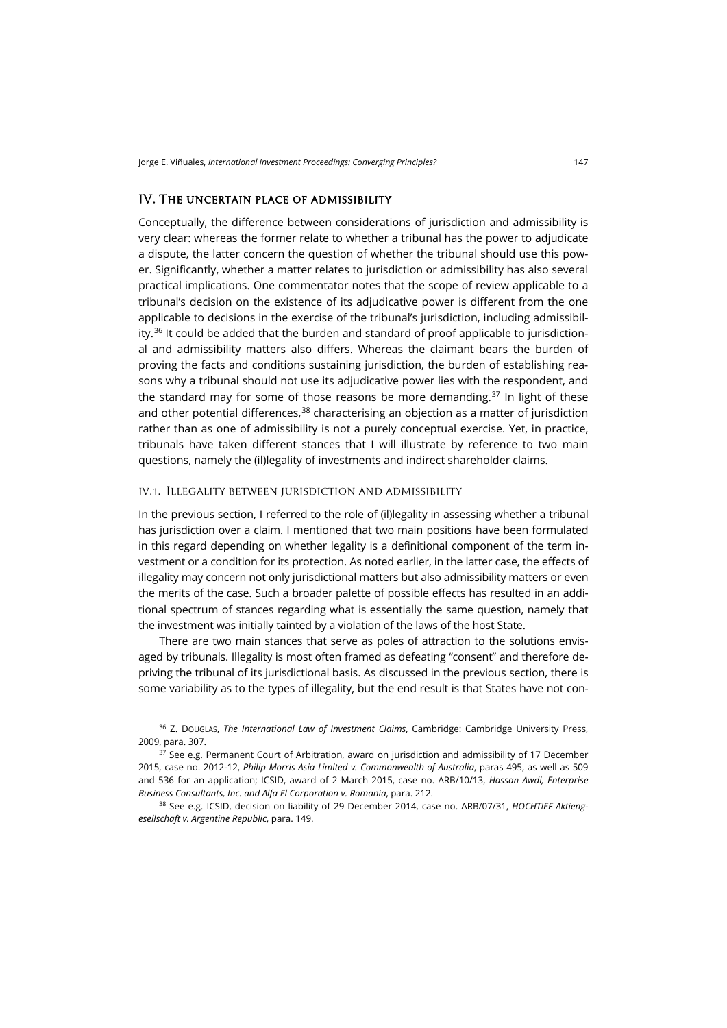## IV. The uncertain place of admissibility

Conceptually, the difference between considerations of jurisdiction and admissibility is very clear: whereas the former relate to whether a tribunal has the power to adjudicate a dispute, the latter concern the question of whether the tribunal should use this power. Significantly, whether a matter relates to jurisdiction or admissibility has also several practical implications. One commentator notes that the scope of review applicable to a tribunal's decision on the existence of its adjudicative power is different from the one applicable to decisions in the exercise of the tribunal's jurisdiction, including admissibility.[36] It could be added that the burden and standard of proof applicable to jurisdictional and admissibility matters also differs. Whereas the claimant bears the burden of proving the facts and conditions sustaining jurisdiction, the burden of establishing reasons why a tribunal should not use its adjudicative power lies with the respondent, and the standard may for some of those reasons be more demanding.[37] In light of these and other potential differences,[38] characterising an objection as a matter of jurisdiction rather than as one of admissibility is not a purely conceptual exercise. Yet, in practice, tribunals have taken different stances that I will illustrate by reference to two main questions, namely the (il)legality of investments and indirect shareholder claims.

### IV.1. Illegality between jurisdiction and admissibility

In the previous section, I referred to the role of (il)legality in assessing whether a tribunal has jurisdiction over a claim. I mentioned that two main positions have been formulated in this regard depending on whether legality is a definitional component of the term investment or a condition for its protection. As noted earlier, in the latter case, the effects of illegality may concern not only jurisdictional matters but also admissibility matters or even the merits of the case. Such a broader palette of possible effects has resulted in an additional spectrum of stances regarding what is essentially the same question, namely that the investment was initially tainted by a violation of the laws of the host State.

There are two main stances that serve as poles of attraction to the solutions envisaged by tribunals. Illegality is most often framed as defeating "consent" and therefore depriving the tribunal of its jurisdictional basis. As discussed in the previous section, there is some variability as to the types of illegality, but the end result is that States have not con-

---

[36] Z. Douglas, *The International Law of Investment Claims*, Cambridge: Cambridge University Press, 2009, para. 307.

[37] See e.g. Permanent Court of Arbitration, award on jurisdiction and admissibility of 17 December 2015, case no. 2012-12, *Philip Morris Asia Limited v. Commonwealth of Australia*, paras 495, as well as 509 and 536 for an application; ICSID, award of 2 March 2015, case no. ARB/10/13, *Hassan Awdi, Enterprise Business Consultants, Inc. and Alfa El Corporation v. Romania*, para. 212.

[38] See e.g. ICSID, decision on liability of 29 December 2014, case no. ARB/07/31, *HOCHTIEF Aktiengesellschaft v. Argentine Republic*, para. 149.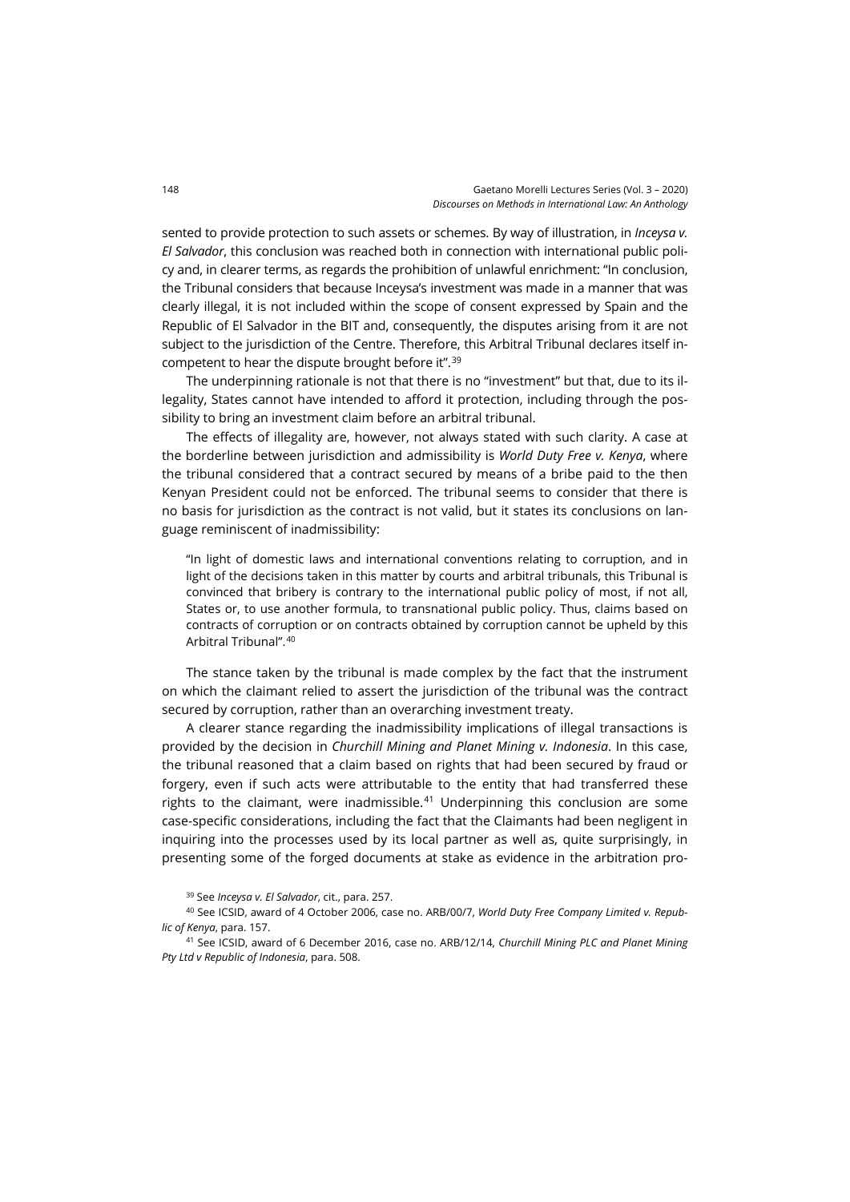sented to provide protection to such assets or schemes. By way of illustration, in *Inceysa v. El Salvador*, this conclusion was reached both in connection with international public policy and, in clearer terms, as regards the prohibition of unlawful enrichment: "In conclusion, the Tribunal considers that because Inceysa's investment was made in a manner that was clearly illegal, it is not included within the scope of consent expressed by Spain and the Republic of El Salvador in the BIT and, consequently, the disputes arising from it are not subject to the jurisdiction of the Centre. Therefore, this Arbitral Tribunal declares itself incompetent to hear the dispute brought before it".[39]

The underpinning rationale is not that there is no "investment" but that, due to its illegality, States cannot have intended to afford it protection, including through the possibility to bring an investment claim before an arbitral tribunal.

The effects of illegality are, however, not always stated with such clarity. A case at the borderline between jurisdiction and admissibility is *World Duty Free v. Kenya*, where the tribunal considered that a contract secured by means of a bribe paid to the then Kenyan President could not be enforced. The tribunal seems to consider that there is no basis for jurisdiction as the contract is not valid, but it states its conclusions on language reminiscent of inadmissibility:

> "In light of domestic laws and international conventions relating to corruption, and in light of the decisions taken in this matter by courts and arbitral tribunals, this Tribunal is convinced that bribery is contrary to the international public policy of most, if not all, States or, to use another formula, to transnational public policy. Thus, claims based on contracts of corruption or on contracts obtained by corruption cannot be upheld by this Arbitral Tribunal".[40]

The stance taken by the tribunal is made complex by the fact that the instrument on which the claimant relied to assert the jurisdiction of the tribunal was the contract secured by corruption, rather than an overarching investment treaty.

A clearer stance regarding the inadmissibility implications of illegal transactions is provided by the decision in *Churchill Mining and Planet Mining v. Indonesia*. In this case, the tribunal reasoned that a claim based on rights that had been secured by fraud or forgery, even if such acts were attributable to the entity that had transferred these rights to the claimant, were inadmissible.[41] Underpinning this conclusion are some case-specific considerations, including the fact that the Claimants had been negligent in inquiring into the processes used by its local partner as well as, quite surprisingly, in presenting some of the forged documents at stake as evidence in the arbitration pro-

[39] See *Inceysa v. El Salvador*, cit., para. 257.

[40] See ICSID, award of 4 October 2006, case no. ARB/00/7, *World Duty Free Company Limited v. Republic of Kenya*, para. 157.

[41] See ICSID, award of 6 December 2016, case no. ARB/12/14, *Churchill Mining PLC and Planet Mining Pty Ltd v Republic of Indonesia*, para. 508.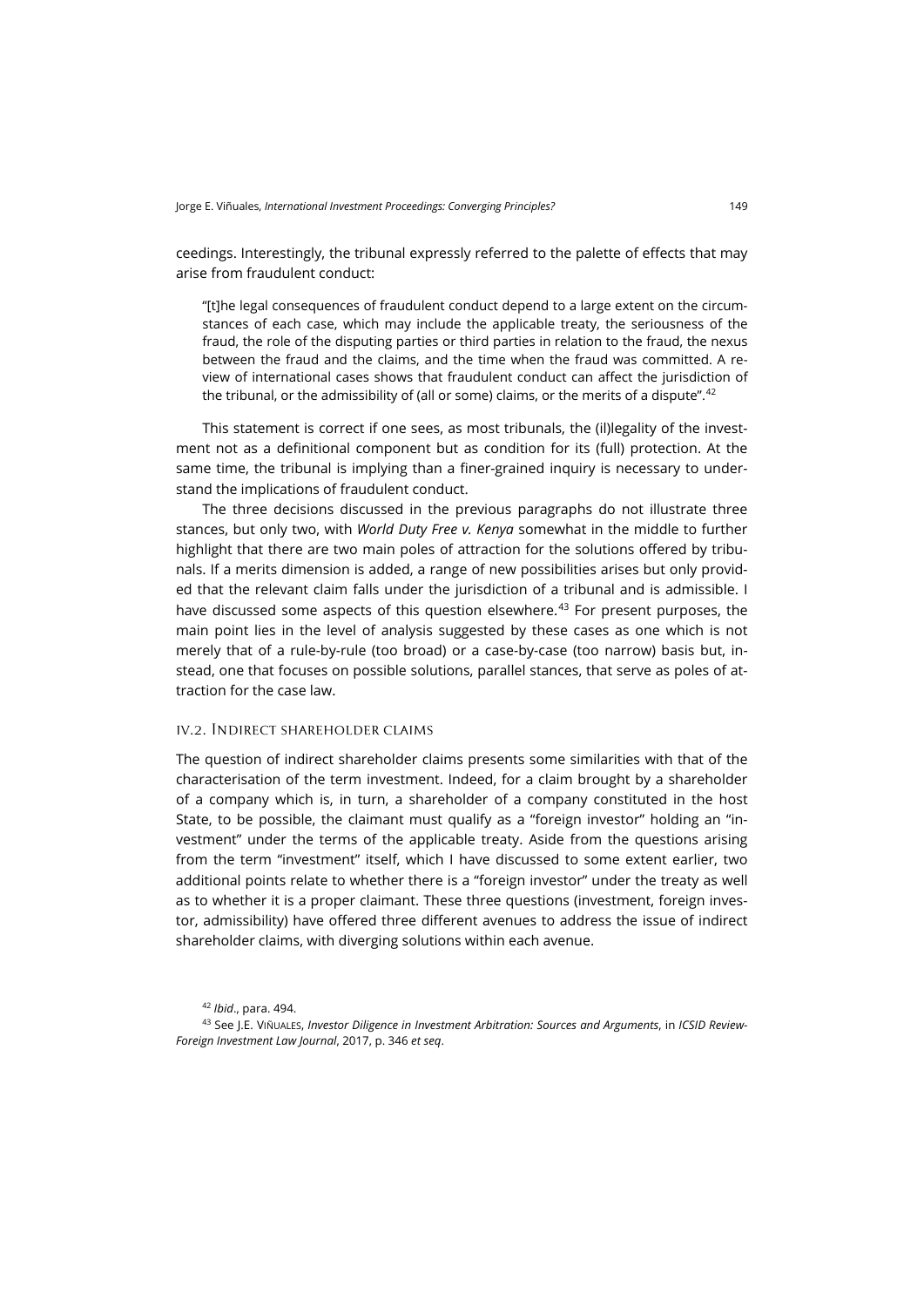ceedings. Interestingly, the tribunal expressly referred to the palette of effects that may arise from fraudulent conduct:

> "[t]he legal consequences of fraudulent conduct depend to a large extent on the circumstances of each case, which may include the applicable treaty, the seriousness of the fraud, the role of the disputing parties or third parties in relation to the fraud, the nexus between the fraud and the claims, and the time when the fraud was committed. A review of international cases shows that fraudulent conduct can affect the jurisdiction of the tribunal, or the admissibility of (all or some) claims, or the merits of a dispute".[42]

This statement is correct if one sees, as most tribunals, the (il)legality of the investment not as a definitional component but as condition for its (full) protection. At the same time, the tribunal is implying than a finer-grained inquiry is necessary to understand the implications of fraudulent conduct.

The three decisions discussed in the previous paragraphs do not illustrate three stances, but only two, with *World Duty Free v. Kenya* somewhat in the middle to further highlight that there are two main poles of attraction for the solutions offered by tribunals. If a merits dimension is added, a range of new possibilities arises but only provided that the relevant claim falls under the jurisdiction of a tribunal and is admissible. I have discussed some aspects of this question elsewhere.[43] For present purposes, the main point lies in the level of analysis suggested by these cases as one which is not merely that of a rule-by-rule (too broad) or a case-by-case (too narrow) basis but, instead, one that focuses on possible solutions, parallel stances, that serve as poles of attraction for the case law.

### IV.2. Indirect shareholder claims

The question of indirect shareholder claims presents some similarities with that of the characterisation of the term investment. Indeed, for a claim brought by a shareholder of a company which is, in turn, a shareholder of a company constituted in the host State, to be possible, the claimant must qualify as a "foreign investor" holding an "investment" under the terms of the applicable treaty. Aside from the questions arising from the term "investment" itself, which I have discussed to some extent earlier, two additional points relate to whether there is a "foreign investor" under the treaty as well as to whether it is a proper claimant. These three questions (investment, foreign investor, admissibility) have offered three different avenues to address the issue of indirect shareholder claims, with diverging solutions within each avenue.

---

[42] *Ibid*., para. 494.

[43] See J.E. Viñuales, *Investor Diligence in Investment Arbitration: Sources and Arguments*, in *ICSID Review-Foreign Investment Law Journal*, 2017, p. 346 *et seq*.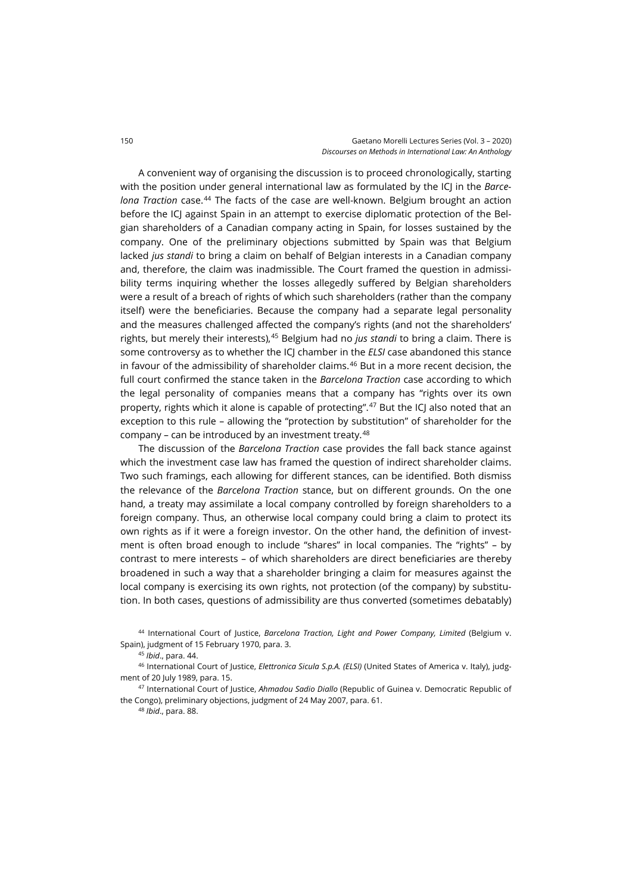A convenient way of organising the discussion is to proceed chronologically, starting with the position under general international law as formulated by the ICJ in the *Barcelona Traction* case.[44] The facts of the case are well-known. Belgium brought an action before the ICJ against Spain in an attempt to exercise diplomatic protection of the Belgian shareholders of a Canadian company acting in Spain, for losses sustained by the company. One of the preliminary objections submitted by Spain was that Belgium lacked *jus standi* to bring a claim on behalf of Belgian interests in a Canadian company and, therefore, the claim was inadmissible. The Court framed the question in admissibility terms inquiring whether the losses allegedly suffered by Belgian shareholders were a result of a breach of rights of which such shareholders (rather than the company itself) were the beneficiaries. Because the company had a separate legal personality and the measures challenged affected the company's rights (and not the shareholders' rights, but merely their interests),[45] Belgium had no *jus standi* to bring a claim. There is some controversy as to whether the ICJ chamber in the *ELSI* case abandoned this stance in favour of the admissibility of shareholder claims.[46] But in a more recent decision, the full court confirmed the stance taken in the *Barcelona Traction* case according to which the legal personality of companies means that a company has "rights over its own property, rights which it alone is capable of protecting".[47] But the ICJ also noted that an exception to this rule – allowing the "protection by substitution" of shareholder for the company – can be introduced by an investment treaty.[48]

The discussion of the *Barcelona Traction* case provides the fall back stance against which the investment case law has framed the question of indirect shareholder claims. Two such framings, each allowing for different stances, can be identified. Both dismiss the relevance of the *Barcelona Traction* stance, but on different grounds. On the one hand, a treaty may assimilate a local company controlled by foreign shareholders to a foreign company. Thus, an otherwise local company could bring a claim to protect its own rights as if it were a foreign investor. On the other hand, the definition of investment is often broad enough to include "shares" in local companies. The "rights" – by contrast to mere interests – of which shareholders are direct beneficiaries are thereby broadened in such a way that a shareholder bringing a claim for measures against the local company is exercising its own rights, not protection (of the company) by substitution. In both cases, questions of admissibility are thus converted (sometimes debatably)

[44] International Court of Justice, *Barcelona Traction, Light and Power Company, Limited* (Belgium v. Spain), judgment of 15 February 1970, para. 3.

[45] *Ibid*., para. 44.

[46] International Court of Justice, *Elettronica Sicula S.p.A. (ELSI)* (United States of America v. Italy), judgment of 20 July 1989, para. 15.

[47] International Court of Justice, *Ahmadou Sadio Diallo* (Republic of Guinea v. Democratic Republic of the Congo), preliminary objections, judgment of 24 May 2007, para. 61.

[48] *Ibid*., para. 88.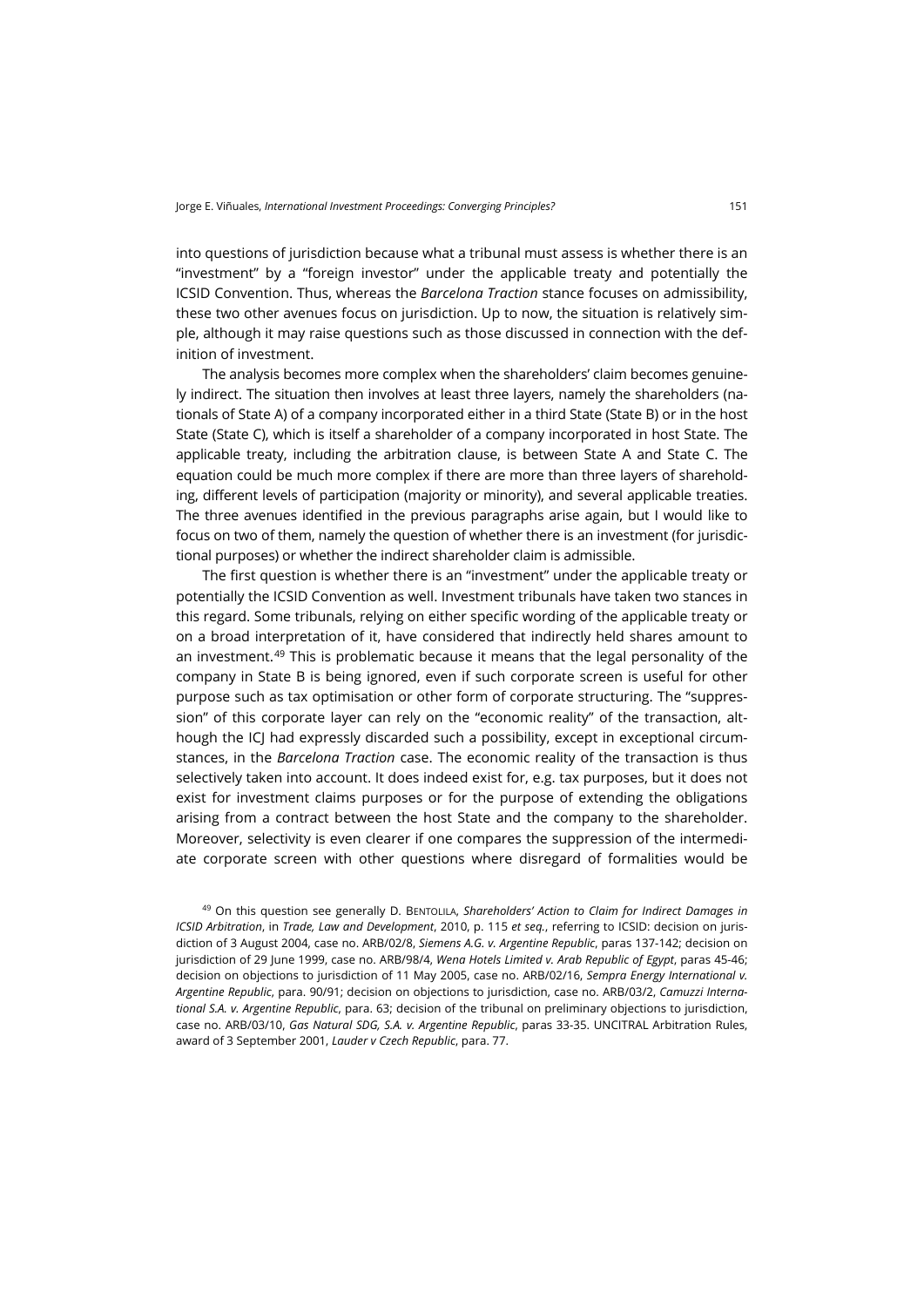into questions of jurisdiction because what a tribunal must assess is whether there is an "investment" by a "foreign investor" under the applicable treaty and potentially the ICSID Convention. Thus, whereas the *Barcelona Traction* stance focuses on admissibility, these two other avenues focus on jurisdiction. Up to now, the situation is relatively simple, although it may raise questions such as those discussed in connection with the definition of investment.

The analysis becomes more complex when the shareholders' claim becomes genuinely indirect. The situation then involves at least three layers, namely the shareholders (nationals of State A) of a company incorporated either in a third State (State B) or in the host State (State C), which is itself a shareholder of a company incorporated in host State. The applicable treaty, including the arbitration clause, is between State A and State C. The equation could be much more complex if there are more than three layers of shareholding, different levels of participation (majority or minority), and several applicable treaties. The three avenues identified in the previous paragraphs arise again, but I would like to focus on two of them, namely the question of whether there is an investment (for jurisdictional purposes) or whether the indirect shareholder claim is admissible.

The first question is whether there is an "investment" under the applicable treaty or potentially the ICSID Convention as well. Investment tribunals have taken two stances in this regard. Some tribunals, relying on either specific wording of the applicable treaty or on a broad interpretation of it, have considered that indirectly held shares amount to an investment.[49] This is problematic because it means that the legal personality of the company in State B is being ignored, even if such corporate screen is useful for other purpose such as tax optimisation or other form of corporate structuring. The "suppression" of this corporate layer can rely on the "economic reality" of the transaction, although the ICJ had expressly discarded such a possibility, except in exceptional circumstances, in the *Barcelona Traction* case. The economic reality of the transaction is thus selectively taken into account. It does indeed exist for, e.g. tax purposes, but it does not exist for investment claims purposes or for the purpose of extending the obligations arising from a contract between the host State and the company to the shareholder. Moreover, selectivity is even clearer if one compares the suppression of the intermediate corporate screen with other questions where disregard of formalities would be

[49] On this question see generally D. BENTOLILA, *Shareholders' Action to Claim for Indirect Damages in ICSID Arbitration*, in *Trade, Law and Development*, 2010, p. 115 *et seq.*, referring to ICSID: decision on jurisdiction of 3 August 2004, case no. ARB/02/8, *Siemens A.G. v. Argentine Republic*, paras 137-142; decision on jurisdiction of 29 June 1999, case no. ARB/98/4, *Wena Hotels Limited v. Arab Republic of Egypt*, paras 45-46; decision on objections to jurisdiction of 11 May 2005, case no. ARB/02/16, *Sempra Energy International v. Argentine Republic*, para. 90/91; decision on objections to jurisdiction, case no. ARB/03/2, *Camuzzi International S.A. v. Argentine Republic*, para. 63; decision of the tribunal on preliminary objections to jurisdiction, case no. ARB/03/10, *Gas Natural SDG, S.A. v. Argentine Republic*, paras 33-35. UNCITRAL Arbitration Rules, award of 3 September 2001, *Lauder v Czech Republic*, para. 77.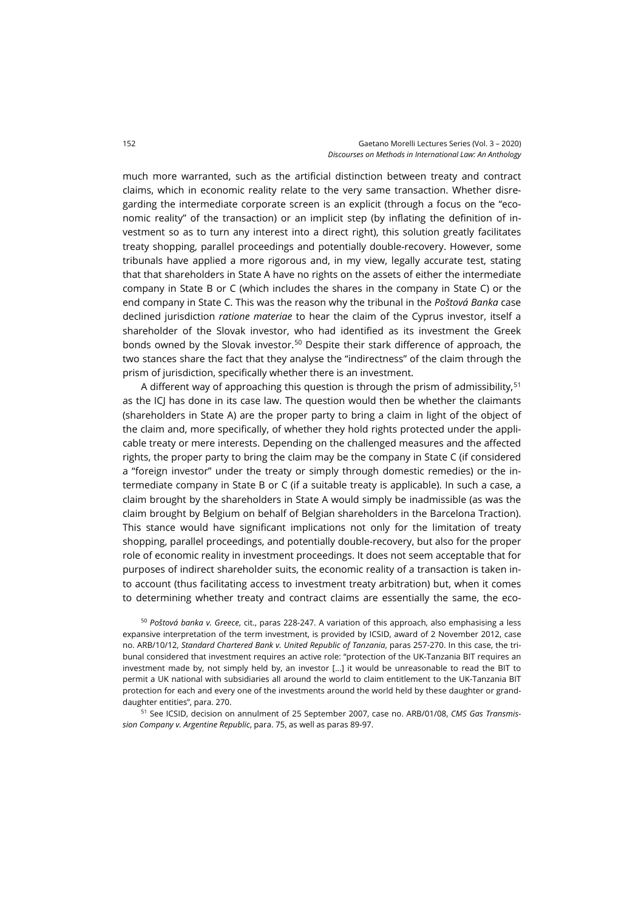much more warranted, such as the artificial distinction between treaty and contract claims, which in economic reality relate to the very same transaction. Whether disregarding the intermediate corporate screen is an explicit (through a focus on the "economic reality" of the transaction) or an implicit step (by inflating the definition of investment so as to turn any interest into a direct right), this solution greatly facilitates treaty shopping, parallel proceedings and potentially double-recovery. However, some tribunals have applied a more rigorous and, in my view, legally accurate test, stating that that shareholders in State A have no rights on the assets of either the intermediate company in State B or C (which includes the shares in the company in State C) or the end company in State C. This was the reason why the tribunal in the *Poštová Banka* case declined jurisdiction *ratione materiae* to hear the claim of the Cyprus investor, itself a shareholder of the Slovak investor, who had identified as its investment the Greek bonds owned by the Slovak investor.[50] Despite their stark difference of approach, the two stances share the fact that they analyse the "indirectness" of the claim through the prism of jurisdiction, specifically whether there is an investment.

A different way of approaching this question is through the prism of admissibility,[51] as the ICJ has done in its case law. The question would then be whether the claimants (shareholders in State A) are the proper party to bring a claim in light of the object of the claim and, more specifically, of whether they hold rights protected under the applicable treaty or mere interests. Depending on the challenged measures and the affected rights, the proper party to bring the claim may be the company in State C (if considered a "foreign investor" under the treaty or simply through domestic remedies) or the intermediate company in State B or C (if a suitable treaty is applicable). In such a case, a claim brought by the shareholders in State A would simply be inadmissible (as was the claim brought by Belgium on behalf of Belgian shareholders in the Barcelona Traction). This stance would have significant implications not only for the limitation of treaty shopping, parallel proceedings, and potentially double-recovery, but also for the proper role of economic reality in investment proceedings. It does not seem acceptable that for purposes of indirect shareholder suits, the economic reality of a transaction is taken into account (thus facilitating access to investment treaty arbitration) but, when it comes to determining whether treaty and contract claims are essentially the same, the eco-

[50] *Poštová banka v. Greece*, cit., paras 228-247. A variation of this approach, also emphasising a less expansive interpretation of the term investment, is provided by ICSID, award of 2 November 2012, case no. ARB/10/12, *Standard Chartered Bank v. United Republic of Tanzania*, paras 257-270. In this case, the tribunal considered that investment requires an active role: "protection of the UK-Tanzania BIT requires an investment made by, not simply held by, an investor […] it would be unreasonable to read the BIT to permit a UK national with subsidiaries all around the world to claim entitlement to the UK-Tanzania BIT protection for each and every one of the investments around the world held by these daughter or granddaughter entities", para. 270.

[51] See ICSID, decision on annulment of 25 September 2007, case no. ARB/01/08, *CMS Gas Transmission Company v. Argentine Republic*, para. 75, as well as paras 89-97.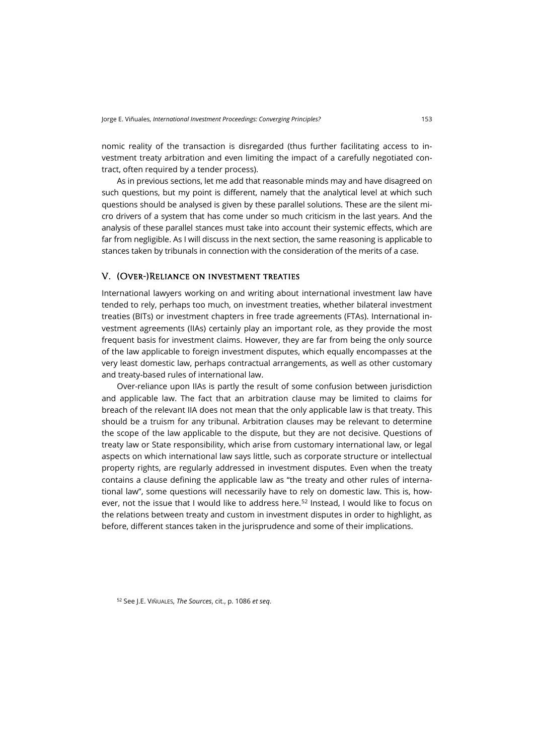nomic reality of the transaction is disregarded (thus further facilitating access to investment treaty arbitration and even limiting the impact of a carefully negotiated contract, often required by a tender process).

As in previous sections, let me add that reasonable minds may and have disagreed on such questions, but my point is different, namely that the analytical level at which such questions should be analysed is given by these parallel solutions. These are the silent micro drivers of a system that has come under so much criticism in the last years. And the analysis of these parallel stances must take into account their systemic effects, which are far from negligible. As I will discuss in the next section, the same reasoning is applicable to stances taken by tribunals in connection with the consideration of the merits of a case.

## V. (Over-)Reliance on investment treaties

International lawyers working on and writing about international investment law have tended to rely, perhaps too much, on investment treaties, whether bilateral investment treaties (BITs) or investment chapters in free trade agreements (FTAs). International investment agreements (IIAs) certainly play an important role, as they provide the most frequent basis for investment claims. However, they are far from being the only source of the law applicable to foreign investment disputes, which equally encompasses at the very least domestic law, perhaps contractual arrangements, as well as other customary and treaty-based rules of international law.

Over-reliance upon IIAs is partly the result of some confusion between jurisdiction and applicable law. The fact that an arbitration clause may be limited to claims for breach of the relevant IIA does not mean that the only applicable law is that treaty. This should be a truism for any tribunal. Arbitration clauses may be relevant to determine the scope of the law applicable to the dispute, but they are not decisive. Questions of treaty law or State responsibility, which arise from customary international law, or legal aspects on which international law says little, such as corporate structure or intellectual property rights, are regularly addressed in investment disputes. Even when the treaty contains a clause defining the applicable law as "the treaty and other rules of international law", some questions will necessarily have to rely on domestic law. This is, however, not the issue that I would like to address here.[52] Instead, I would like to focus on the relations between treaty and custom in investment disputes in order to highlight, as before, different stances taken in the jurisprudence and some of their implications.

[52] See J.E. Viñuales, *The Sources*, cit., p. 1086 *et seq*.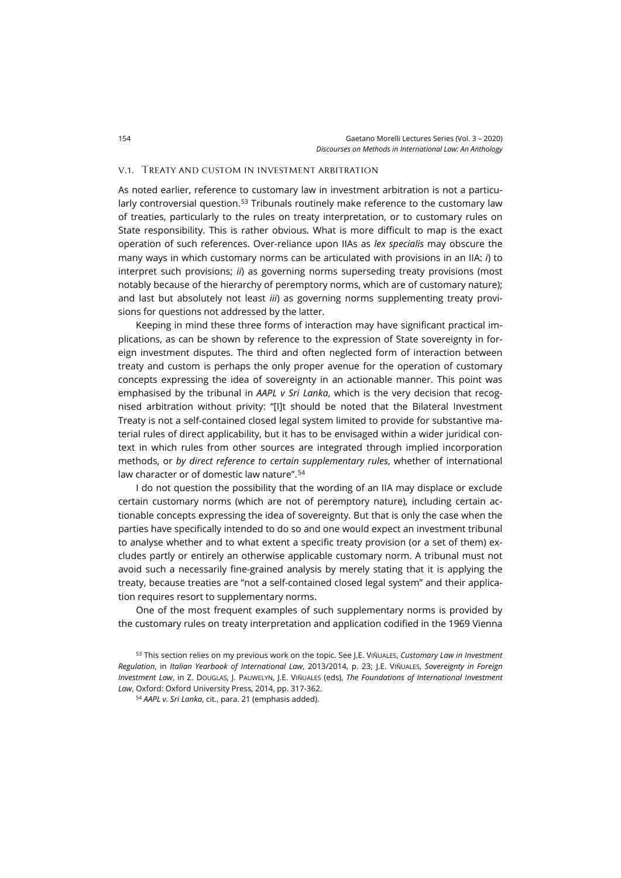### V.1. Treaty and custom in investment arbitration

As noted earlier, reference to customary law in investment arbitration is not a particularly controversial question.[53] Tribunals routinely make reference to the customary law of treaties, particularly to the rules on treaty interpretation, or to customary rules on State responsibility. This is rather obvious. What is more difficult to map is the exact operation of such references. Over-reliance upon IIAs as *lex specialis* may obscure the many ways in which customary norms can be articulated with provisions in an IIA: *i*) to interpret such provisions; *ii*) as governing norms superseding treaty provisions (most notably because of the hierarchy of peremptory norms, which are of customary nature); and last but absolutely not least *iii*) as governing norms supplementing treaty provisions for questions not addressed by the latter.

Keeping in mind these three forms of interaction may have significant practical implications, as can be shown by reference to the expression of State sovereignty in foreign investment disputes. The third and often neglected form of interaction between treaty and custom is perhaps the only proper avenue for the operation of customary concepts expressing the idea of sovereignty in an actionable manner. This point was emphasised by the tribunal in *AAPL v Sri Lanka*, which is the very decision that recognised arbitration without privity: "[I]t should be noted that the Bilateral Investment Treaty is not a self-contained closed legal system limited to provide for substantive material rules of direct applicability, but it has to be envisaged within a wider juridical context in which rules from other sources are integrated through implied incorporation methods, or *by direct reference to certain supplementary rules*, whether of international law character or of domestic law nature".[54]

I do not question the possibility that the wording of an IIA may displace or exclude certain customary norms (which are not of peremptory nature), including certain actionable concepts expressing the idea of sovereignty. But that is only the case when the parties have specifically intended to do so and one would expect an investment tribunal to analyse whether and to what extent a specific treaty provision (or a set of them) excludes partly or entirely an otherwise applicable customary norm. A tribunal must not avoid such a necessarily fine-grained analysis by merely stating that it is applying the treaty, because treaties are "not a self-contained closed legal system" and their application requires resort to supplementary norms.

One of the most frequent examples of such supplementary norms is provided by the customary rules on treaty interpretation and application codified in the 1969 Vienna

[53] This section relies on my previous work on the topic. See J.E. Viñuales, *Customary Law in Investment Regulation*, in *Italian Yearbook of International Law*, 2013/2014, p. 23; J.E. Viñuales, *Sovereignty in Foreign Investment Law*, in Z. Douglas, J. Pauwelyn, J.E. Viñuales (eds), *The Foundations of International Investment Law*, Oxford: Oxford University Press, 2014, pp. 317-362.

[54] *AAPL v. Sri Lanka*, cit., para. 21 (emphasis added).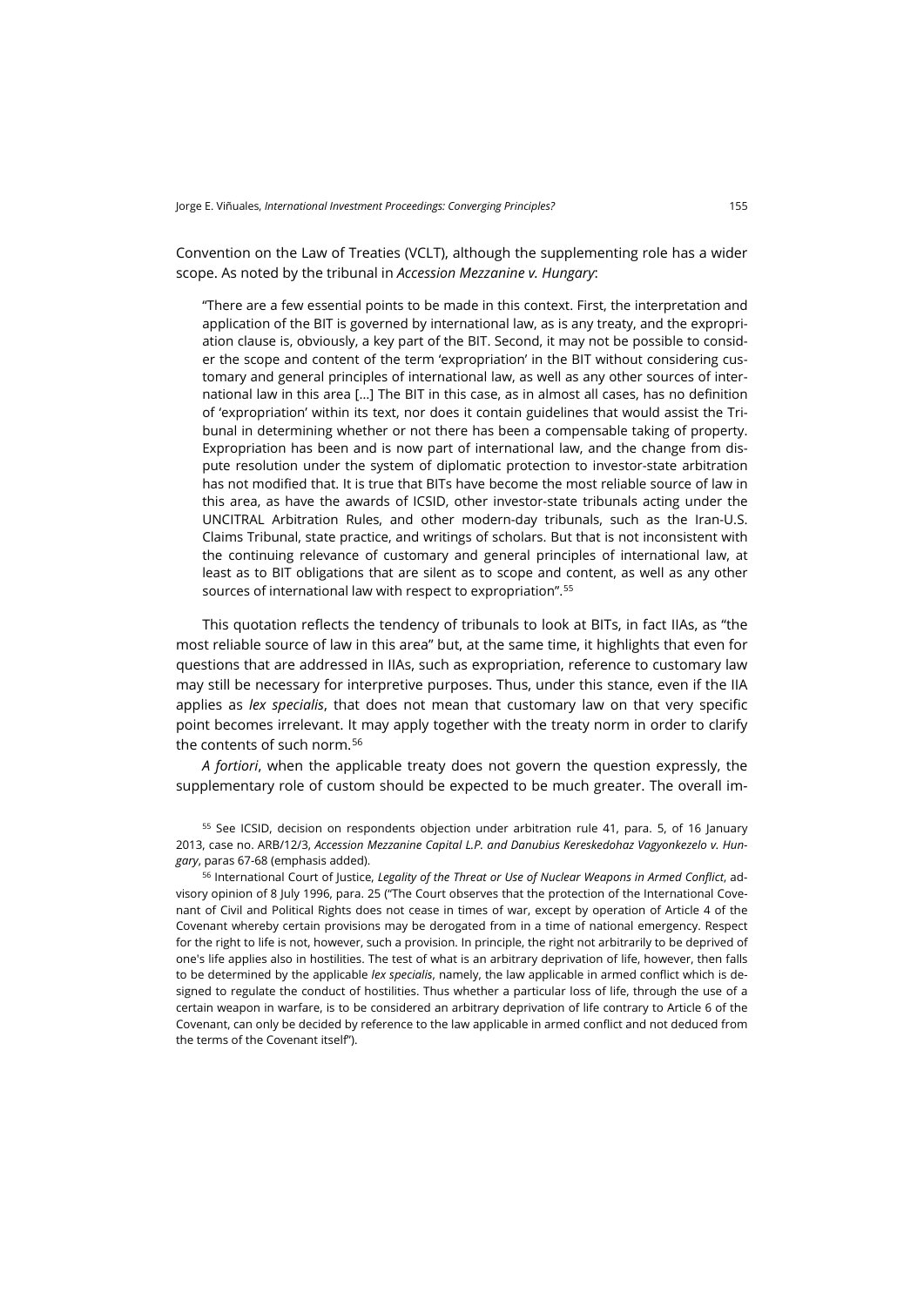Convention on the Law of Treaties (VCLT), although the supplementing role has a wider scope. As noted by the tribunal in *Accession Mezzanine v. Hungary*:

> "There are a few essential points to be made in this context. First, the interpretation and application of the BIT is governed by international law, as is any treaty, and the expropriation clause is, obviously, a key part of the BIT. Second, it may not be possible to consider the scope and content of the term 'expropriation' in the BIT without considering customary and general principles of international law, as well as any other sources of international law in this area [...] The BIT in this case, as in almost all cases, has no definition of 'expropriation' within its text, nor does it contain guidelines that would assist the Tribunal in determining whether or not there has been a compensable taking of property. Expropriation has been and is now part of international law, and the change from dispute resolution under the system of diplomatic protection to investor-state arbitration has not modified that. It is true that BITs have become the most reliable source of law in this area, as have the awards of ICSID, other investor-state tribunals acting under the UNCITRAL Arbitration Rules, and other modern-day tribunals, such as the Iran-U.S. Claims Tribunal, state practice, and writings of scholars. But that is not inconsistent with the continuing relevance of customary and general principles of international law, at least as to BIT obligations that are silent as to scope and content, as well as any other sources of international law with respect to expropriation".[55]

This quotation reflects the tendency of tribunals to look at BITs, in fact IIAs, as "the most reliable source of law in this area" but, at the same time, it highlights that even for questions that are addressed in IIAs, such as expropriation, reference to customary law may still be necessary for interpretive purposes. Thus, under this stance, even if the IIA applies as *lex specialis*, that does not mean that customary law on that very specific point becomes irrelevant. It may apply together with the treaty norm in order to clarify the contents of such norm.[56]

*A fortiori*, when the applicable treaty does not govern the question expressly, the supplementary role of custom should be expected to be much greater. The overall im-

[55] See ICSID, decision on respondents objection under arbitration rule 41, para. 5, of 16 January 2013, case no. ARB/12/3, *Accession Mezzanine Capital L.P. and Danubius Kereskedohaz Vagyonkezelo v. Hungary*, paras 67-68 (emphasis added).

[56] International Court of Justice, *Legality of the Threat or Use of Nuclear Weapons in Armed Conflict*, advisory opinion of 8 July 1996, para. 25 ("The Court observes that the protection of the International Covenant of Civil and Political Rights does not cease in times of war, except by operation of Article 4 of the Covenant whereby certain provisions may be derogated from in a time of national emergency. Respect for the right to life is not, however, such a provision. In principle, the right not arbitrarily to be deprived of one's life applies also in hostilities. The test of what is an arbitrary deprivation of life, however, then falls to be determined by the applicable *lex specialis*, namely, the law applicable in armed conflict which is designed to regulate the conduct of hostilities. Thus whether a particular loss of life, through the use of a certain weapon in warfare, is to be considered an arbitrary deprivation of life contrary to Article 6 of the Covenant, can only be decided by reference to the law applicable in armed conflict and not deduced from the terms of the Covenant itself").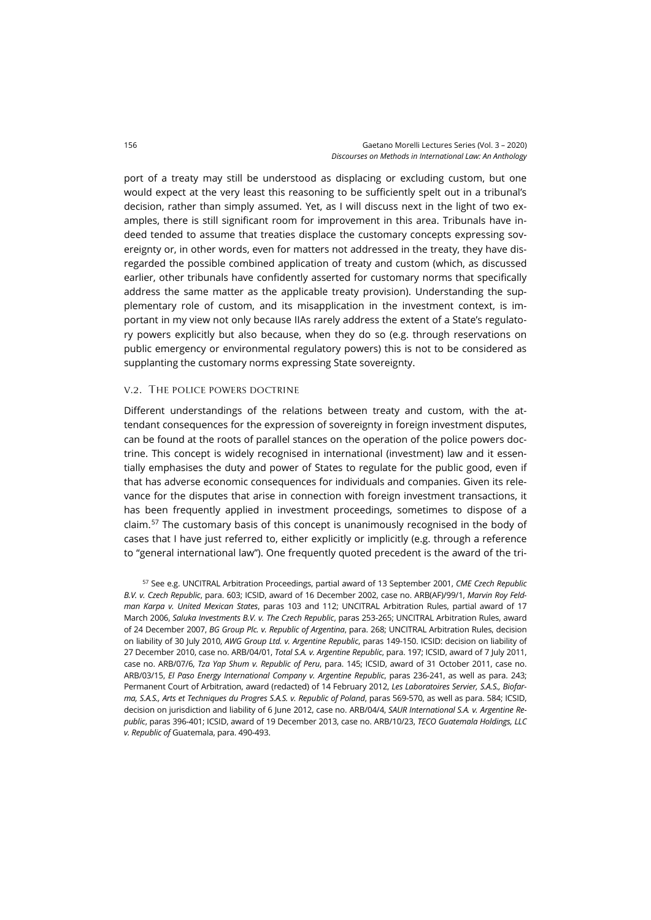port of a treaty may still be understood as displacing or excluding custom, but one would expect at the very least this reasoning to be sufficiently spelt out in a tribunal's decision, rather than simply assumed. Yet, as I will discuss next in the light of two examples, there is still significant room for improvement in this area. Tribunals have indeed tended to assume that treaties displace the customary concepts expressing sovereignty or, in other words, even for matters not addressed in the treaty, they have disregarded the possible combined application of treaty and custom (which, as discussed earlier, other tribunals have confidently asserted for customary norms that specifically address the same matter as the applicable treaty provision). Understanding the supplementary role of custom, and its misapplication in the investment context, is important in my view not only because IIAs rarely address the extent of a State's regulatory powers explicitly but also because, when they do so (e.g. through reservations on public emergency or environmental regulatory powers) this is not to be considered as supplanting the customary norms expressing State sovereignty.

### V.2. The police powers doctrine

Different understandings of the relations between treaty and custom, with the attendant consequences for the expression of sovereignty in foreign investment disputes, can be found at the roots of parallel stances on the operation of the police powers doctrine. This concept is widely recognised in international (investment) law and it essentially emphasises the duty and power of States to regulate for the public good, even if that has adverse economic consequences for individuals and companies. Given its relevance for the disputes that arise in connection with foreign investment transactions, it has been frequently applied in investment proceedings, sometimes to dispose of a claim.[57] The customary basis of this concept is unanimously recognised in the body of cases that I have just referred to, either explicitly or implicitly (e.g. through a reference to "general international law"). One frequently quoted precedent is the award of the tri-

[57] See e.g. UNCITRAL Arbitration Proceedings, partial award of 13 September 2001, *CME Czech Republic B.V. v. Czech Republic*, para. 603; ICSID, award of 16 December 2002, case no. ARB(AF)/99/1, *Marvin Roy Feldman Karpa v. United Mexican States*, paras 103 and 112; UNCITRAL Arbitration Rules, partial award of 17 March 2006, *Saluka Investments B.V. v. The Czech Republic*, paras 253-265; UNCITRAL Arbitration Rules, award of 24 December 2007, *BG Group Plc. v. Republic of Argentina*, para. 268; UNCITRAL Arbitration Rules, decision on liability of 30 July 2010, *AWG Group Ltd. v. Argentine Republic*, paras 149-150. ICSID: decision on liability of 27 December 2010, case no. ARB/04/01, *Total S.A. v. Argentine Republic*, para. 197; ICSID, award of 7 July 2011, case no. ARB/07/6, *Tza Yap Shum v. Republic of Peru*, para. 145; ICSID, award of 31 October 2011, case no. ARB/03/15, *El Paso Energy International Company v. Argentine Republic*, paras 236-241, as well as para. 243; Permanent Court of Arbitration, award (redacted) of 14 February 2012, *Les Laboratoires Servier, S.A.S., Biofarma, S.A.S., Arts et Techniques du Progres S.A.S. v. Republic of Poland*, paras 569-570, as well as para. 584; ICSID, decision on jurisdiction and liability of 6 June 2012, case no. ARB/04/4, *SAUR International S.A. v. Argentine Republic*, paras 396-401; ICSID, award of 19 December 2013, case no. ARB/10/23, *TECO Guatemala Holdings, LLC v. Republic of* Guatemala, para. 490-493.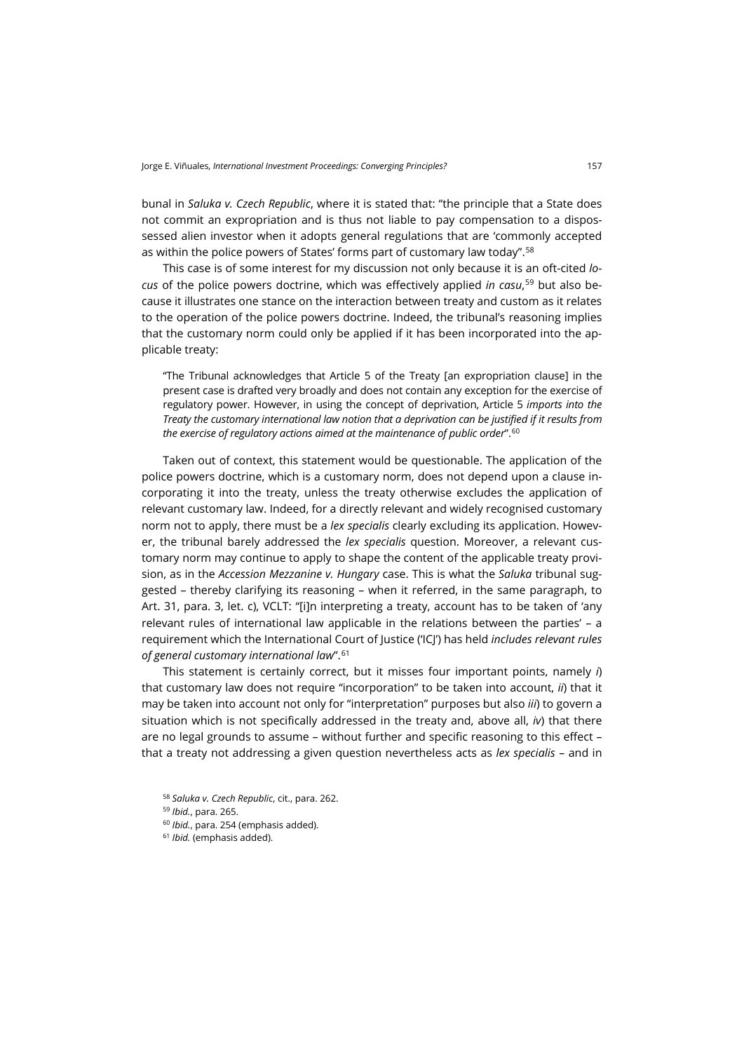bunal in *Saluka v. Czech Republic*, where it is stated that: "the principle that a State does not commit an expropriation and is thus not liable to pay compensation to a dispossessed alien investor when it adopts general regulations that are 'commonly accepted as within the police powers of States' forms part of customary law today".[58]

This case is of some interest for my discussion not only because it is an oft-cited *locus* of the police powers doctrine, which was effectively applied *in casu*,[59] but also because it illustrates one stance on the interaction between treaty and custom as it relates to the operation of the police powers doctrine. Indeed, the tribunal's reasoning implies that the customary norm could only be applied if it has been incorporated into the applicable treaty:

> "The Tribunal acknowledges that Article 5 of the Treaty [an expropriation clause] in the present case is drafted very broadly and does not contain any exception for the exercise of regulatory power. However, in using the concept of deprivation, Article 5 *imports into the Treaty the customary international law notion that a deprivation can be justified if it results from the exercise of regulatory actions aimed at the maintenance of public order*".[60]

Taken out of context, this statement would be questionable. The application of the police powers doctrine, which is a customary norm, does not depend upon a clause incorporating it into the treaty, unless the treaty otherwise excludes the application of relevant customary law. Indeed, for a directly relevant and widely recognised customary norm not to apply, there must be a *lex specialis* clearly excluding its application. However, the tribunal barely addressed the *lex specialis* question. Moreover, a relevant customary norm may continue to apply to shape the content of the applicable treaty provision, as in the *Accession Mezzanine v. Hungary* case. This is what the *Saluka* tribunal suggested – thereby clarifying its reasoning – when it referred, in the same paragraph, to Art. 31, para. 3, let. c), VCLT: "[i]n interpreting a treaty, account has to be taken of 'any relevant rules of international law applicable in the relations between the parties' – a requirement which the International Court of Justice ('ICJ') has held *includes relevant rules of general customary international law*".[61]

This statement is certainly correct, but it misses four important points, namely *i*) that customary law does not require "incorporation" to be taken into account, *ii*) that it may be taken into account not only for "interpretation" purposes but also *iii*) to govern a situation which is not specifically addressed in the treaty and, above all, *iv*) that there are no legal grounds to assume – without further and specific reasoning to this effect – that a treaty not addressing a given question nevertheless acts as *lex specialis* – and in

[58] *Saluka v. Czech Republic*, cit., para. 262.

[59] *Ibid.*, para. 265.

[60] *Ibid.*, para. 254 (emphasis added).

[61] *Ibid.* (emphasis added).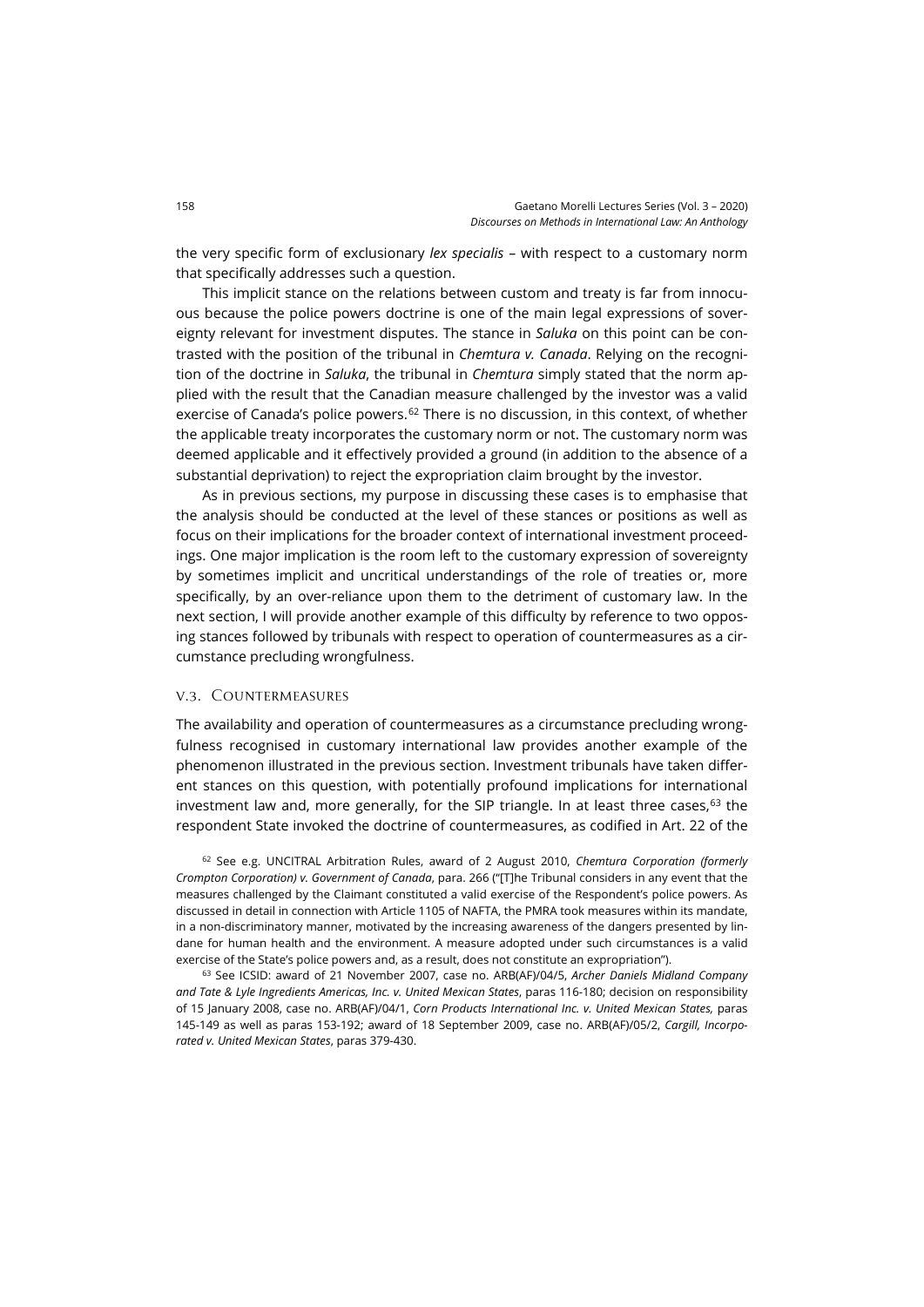the very specific form of exclusionary *lex specialis* – with respect to a customary norm that specifically addresses such a question.

This implicit stance on the relations between custom and treaty is far from innocuous because the police powers doctrine is one of the main legal expressions of sovereignty relevant for investment disputes. The stance in *Saluka* on this point can be contrasted with the position of the tribunal in *Chemtura v. Canada*. Relying on the recognition of the doctrine in *Saluka*, the tribunal in *Chemtura* simply stated that the norm applied with the result that the Canadian measure challenged by the investor was a valid exercise of Canada's police powers.[62] There is no discussion, in this context, of whether the applicable treaty incorporates the customary norm or not. The customary norm was deemed applicable and it effectively provided a ground (in addition to the absence of a substantial deprivation) to reject the expropriation claim brought by the investor.

As in previous sections, my purpose in discussing these cases is to emphasise that the analysis should be conducted at the level of these stances or positions as well as focus on their implications for the broader context of international investment proceedings. One major implication is the room left to the customary expression of sovereignty by sometimes implicit and uncritical understandings of the role of treaties or, more specifically, by an over-reliance upon them to the detriment of customary law. In the next section, I will provide another example of this difficulty by reference to two opposing stances followed by tribunals with respect to operation of countermeasures as a circumstance precluding wrongfulness.

### V.3. Countermeasures

The availability and operation of countermeasures as a circumstance precluding wrongfulness recognised in customary international law provides another example of the phenomenon illustrated in the previous section. Investment tribunals have taken different stances on this question, with potentially profound implications for international investment law and, more generally, for the SIP triangle. In at least three cases,[63] the respondent State invoked the doctrine of countermeasures, as codified in Art. 22 of the

[62] See e.g. UNCITRAL Arbitration Rules, award of 2 August 2010, *Chemtura Corporation (formerly Crompton Corporation) v. Government of Canada*, para. 266 ("[T]he Tribunal considers in any event that the measures challenged by the Claimant constituted a valid exercise of the Respondent's police powers. As discussed in detail in connection with Article 1105 of NAFTA, the PMRA took measures within its mandate, in a non-discriminatory manner, motivated by the increasing awareness of the dangers presented by lindane for human health and the environment. A measure adopted under such circumstances is a valid exercise of the State's police powers and, as a result, does not constitute an expropriation").

[63] See ICSID: award of 21 November 2007, case no. ARB(AF)/04/5, *Archer Daniels Midland Company and Tate & Lyle Ingredients Americas, Inc. v. United Mexican States*, paras 116-180; decision on responsibility of 15 January 2008, case no. ARB(AF)/04/1, *Corn Products International Inc. v. United Mexican States*, paras 145-149 as well as paras 153-192; award of 18 September 2009, case no. ARB(AF)/05/2, *Cargill, Incorporated v. United Mexican States*, paras 379-430.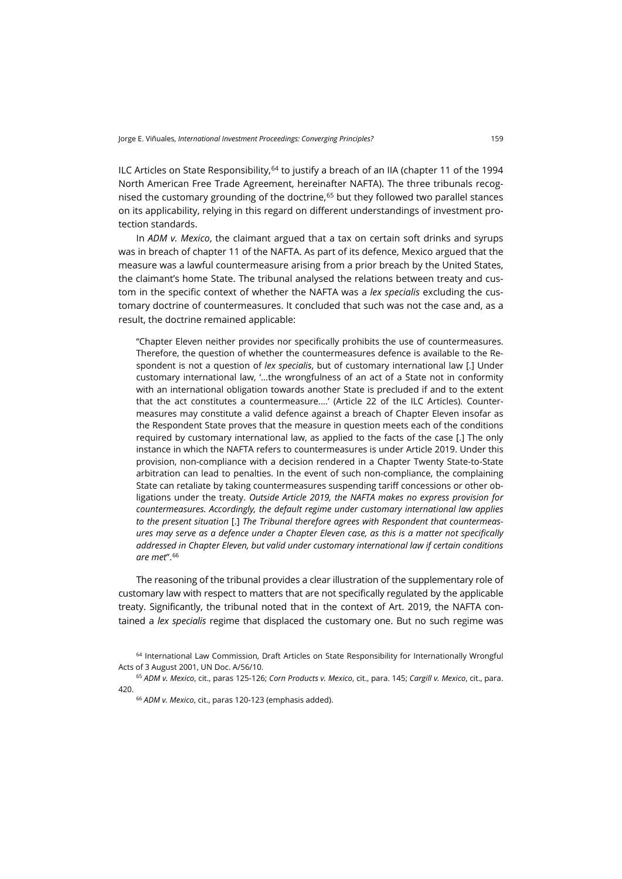ILC Articles on State Responsibility,[64] to justify a breach of an IIA (chapter 11 of the 1994 North American Free Trade Agreement, hereinafter NAFTA). The three tribunals recognised the customary grounding of the doctrine,[65] but they followed two parallel stances on its applicability, relying in this regard on different understandings of investment protection standards.

In *ADM v. Mexico*, the claimant argued that a tax on certain soft drinks and syrups was in breach of chapter 11 of the NAFTA. As part of its defence, Mexico argued that the measure was a lawful countermeasure arising from a prior breach by the United States, the claimant's home State. The tribunal analysed the relations between treaty and custom in the specific context of whether the NAFTA was a *lex specialis* excluding the customary doctrine of countermeasures. It concluded that such was not the case and, as a result, the doctrine remained applicable:

> "Chapter Eleven neither provides nor specifically prohibits the use of countermeasures. Therefore, the question of whether the countermeasures defence is available to the Respondent is not a question of *lex specialis*, but of customary international law [.] Under customary international law, '…the wrongfulness of an act of a State not in conformity with an international obligation towards another State is precluded if and to the extent that the act constitutes a countermeasure….' (Article 22 of the ILC Articles). Countermeasures may constitute a valid defence against a breach of Chapter Eleven insofar as the Respondent State proves that the measure in question meets each of the conditions required by customary international law, as applied to the facts of the case [.] The only instance in which the NAFTA refers to countermeasures is under Article 2019. Under this provision, non-compliance with a decision rendered in a Chapter Twenty State-to-State arbitration can lead to penalties. In the event of such non-compliance, the complaining State can retaliate by taking countermeasures suspending tariff concessions or other obligations under the treaty. *Outside Article 2019, the NAFTA makes no express provision for countermeasures. Accordingly, the default regime under customary international law applies to the present situation* [.] *The Tribunal therefore agrees with Respondent that countermeasures may serve as a defence under a Chapter Eleven case, as this is a matter not specifically addressed in Chapter Eleven, but valid under customary international law if certain conditions are met*".[66]

The reasoning of the tribunal provides a clear illustration of the supplementary role of customary law with respect to matters that are not specifically regulated by the applicable treaty. Significantly, the tribunal noted that in the context of Art. 2019, the NAFTA contained a *lex specialis* regime that displaced the customary one. But no such regime was

[64] International Law Commission, Draft Articles on State Responsibility for Internationally Wrongful Acts of 3 August 2001, UN Doc. A/56/10.

[65] *ADM v. Mexico*, cit., paras 125-126; *Corn Products v. Mexico*, cit., para. 145; *Cargill v. Mexico*, cit., para. 420.

[66] *ADM v. Mexico*, cit., paras 120-123 (emphasis added).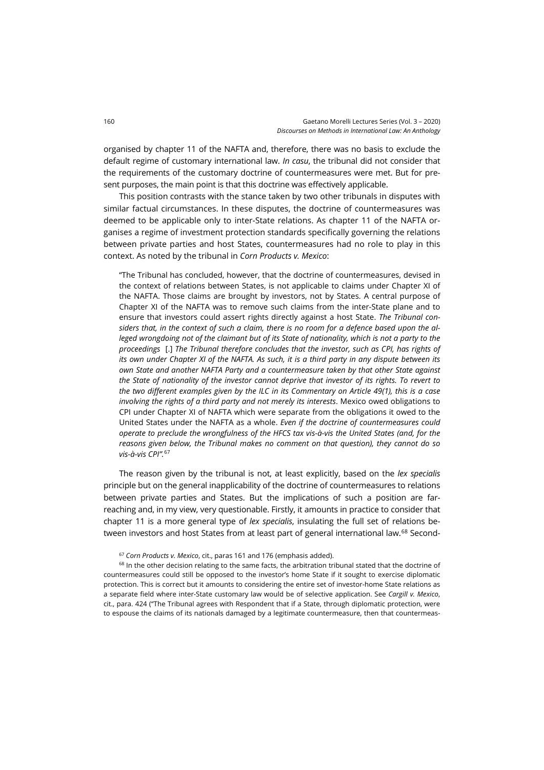organised by chapter 11 of the NAFTA and, therefore, there was no basis to exclude the default regime of customary international law. *In casu*, the tribunal did not consider that the requirements of the customary doctrine of countermeasures were met. But for present purposes, the main point is that this doctrine was effectively applicable.

This position contrasts with the stance taken by two other tribunals in disputes with similar factual circumstances. In these disputes, the doctrine of countermeasures was deemed to be applicable only to inter-State relations. As chapter 11 of the NAFTA organises a regime of investment protection standards specifically governing the relations between private parties and host States, countermeasures had no role to play in this context. As noted by the tribunal in *Corn Products v. Mexico*:

> "The Tribunal has concluded, however, that the doctrine of countermeasures, devised in the context of relations between States, is not applicable to claims under Chapter XI of the NAFTA. Those claims are brought by investors, not by States. A central purpose of Chapter XI of the NAFTA was to remove such claims from the inter-State plane and to ensure that investors could assert rights directly against a host State. *The Tribunal considers that, in the context of such a claim, there is no room for a defence based upon the alleged wrongdoing not of the claimant but of its State of nationality, which is not a party to the proceedings* [.] *The Tribunal therefore concludes that the investor, such as CPI, has rights of its own under Chapter XI of the NAFTA. As such, it is a third party in any dispute between its own State and another NAFTA Party and a countermeasure taken by that other State against the State of nationality of the investor cannot deprive that investor of its rights. To revert to the two different examples given by the ILC in its Commentary on Article 49(1), this is a case involving the rights of a third party and not merely its interests*. Mexico owed obligations to CPI under Chapter XI of NAFTA which were separate from the obligations it owed to the United States under the NAFTA as a whole. *Even if the doctrine of countermeasures could operate to preclude the wrongfulness of the HFCS tax vis-à-vis the United States (and, for the reasons given below, the Tribunal makes no comment on that question), they cannot do so vis-à-vis CPI"*.[67]

The reason given by the tribunal is not, at least explicitly, based on the *lex specialis* principle but on the general inapplicability of the doctrine of countermeasures to relations between private parties and States. But the implications of such a position are far-reaching and, in my view, very questionable. Firstly, it amounts in practice to consider that chapter 11 is a more general type of *lex specialis*, insulating the full set of relations between investors and host States from at least part of general international law.[68] Second-

[67] *Corn Products v. Mexico*, cit., paras 161 and 176 (emphasis added).

[68] In the other decision relating to the same facts, the arbitration tribunal stated that the doctrine of countermeasures could still be opposed to the investor's home State if it sought to exercise diplomatic protection. This is correct but it amounts to considering the entire set of investor-home State relations as a separate field where inter-State customary law would be of selective application. See *Cargill v. Mexico*, cit., para. 424 ("The Tribunal agrees with Respondent that if a State, through diplomatic protection, were to espouse the claims of its nationals damaged by a legitimate countermeasure, then that countermeas-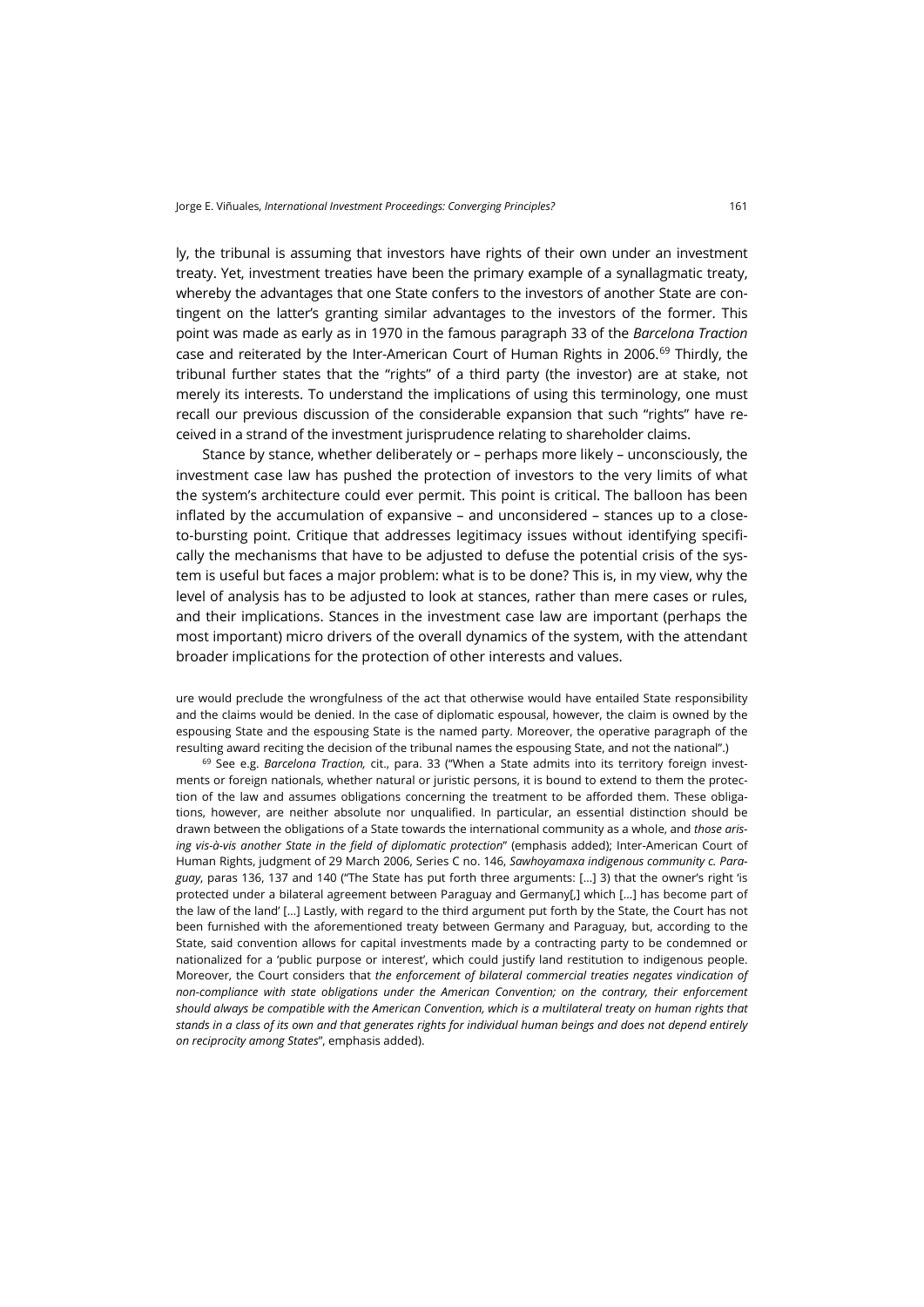ly, the tribunal is assuming that investors have rights of their own under an investment treaty. Yet, investment treaties have been the primary example of a synallagmatic treaty, whereby the advantages that one State confers to the investors of another State are contingent on the latter's granting similar advantages to the investors of the former. This point was made as early as in 1970 in the famous paragraph 33 of the *Barcelona Traction* case and reiterated by the Inter-American Court of Human Rights in 2006.[69] Thirdly, the tribunal further states that the "rights" of a third party (the investor) are at stake, not merely its interests. To understand the implications of using this terminology, one must recall our previous discussion of the considerable expansion that such "rights" have received in a strand of the investment jurisprudence relating to shareholder claims.

Stance by stance, whether deliberately or – perhaps more likely – unconsciously, the investment case law has pushed the protection of investors to the very limits of what the system's architecture could ever permit. This point is critical. The balloon has been inflated by the accumulation of expansive – and unconsidered – stances up to a close-to-bursting point. Critique that addresses legitimacy issues without identifying specifically the mechanisms that have to be adjusted to defuse the potential crisis of the system is useful but faces a major problem: what is to be done? This is, in my view, why the level of analysis has to be adjusted to look at stances, rather than mere cases or rules, and their implications. Stances in the investment case law are important (perhaps the most important) micro drivers of the overall dynamics of the system, with the attendant broader implications for the protection of other interests and values.

---

ure would preclude the wrongfulness of the act that otherwise would have entailed State responsibility and the claims would be denied. In the case of diplomatic espousal, however, the claim is owned by the espousing State and the espousing State is the named party. Moreover, the operative paragraph of the resulting award reciting the decision of the tribunal names the espousing State, and not the national".)

[69] See e.g. *Barcelona Traction,* cit., para. 33 ("When a State admits into its territory foreign investments or foreign nationals, whether natural or juristic persons, it is bound to extend to them the protection of the law and assumes obligations concerning the treatment to be afforded them. These obligations, however, are neither absolute nor unqualified. In particular, an essential distinction should be drawn between the obligations of a State towards the international community as a whole, and *those arising vis-à-vis another State in the field of diplomatic protection*" (emphasis added); Inter-American Court of Human Rights, judgment of 29 March 2006, Series C no. 146, *Sawhoyamaxa indigenous community c. Paraguay*, paras 136, 137 and 140 ("The State has put forth three arguments: [...] 3) that the owner's right 'is protected under a bilateral agreement between Paraguay and Germany[,] which [...] has become part of the law of the land' [...] Lastly, with regard to the third argument put forth by the State, the Court has not been furnished with the aforementioned treaty between Germany and Paraguay, but, according to the State, said convention allows for capital investments made by a contracting party to be condemned or nationalized for a 'public purpose or interest', which could justify land restitution to indigenous people. Moreover, the Court considers that *the enforcement of bilateral commercial treaties negates vindication of non-compliance with state obligations under the American Convention; on the contrary, their enforcement should always be compatible with the American Convention, which is a multilateral treaty on human rights that stands in a class of its own and that generates rights for individual human beings and does not depend entirely on reciprocity among States*", emphasis added).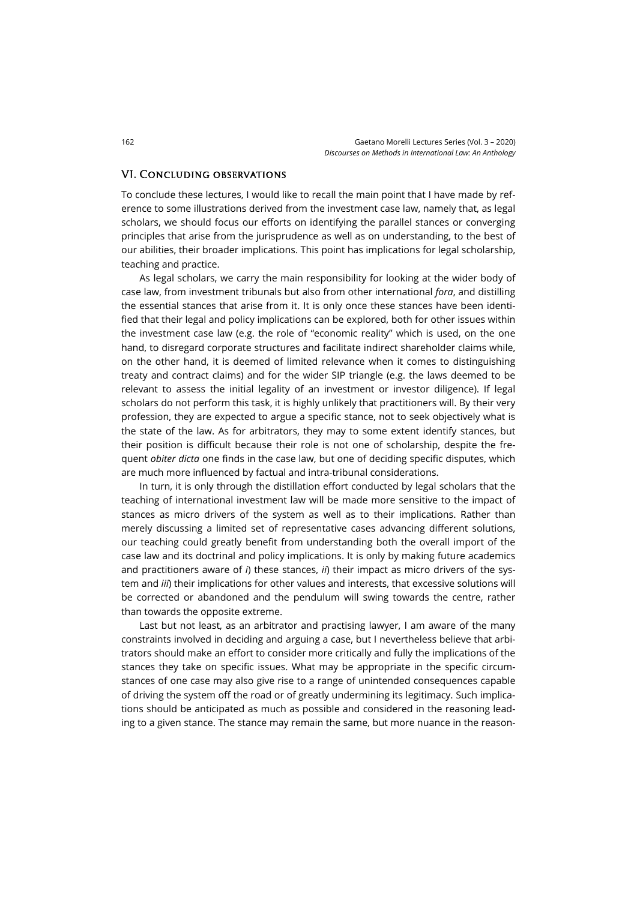## VI. Concluding observations

To conclude these lectures, I would like to recall the main point that I have made by reference to some illustrations derived from the investment case law, namely that, as legal scholars, we should focus our efforts on identifying the parallel stances or converging principles that arise from the jurisprudence as well as on understanding, to the best of our abilities, their broader implications. This point has implications for legal scholarship, teaching and practice.

As legal scholars, we carry the main responsibility for looking at the wider body of case law, from investment tribunals but also from other international *fora*, and distilling the essential stances that arise from it. It is only once these stances have been identified that their legal and policy implications can be explored, both for other issues within the investment case law (e.g. the role of "economic reality" which is used, on the one hand, to disregard corporate structures and facilitate indirect shareholder claims while, on the other hand, it is deemed of limited relevance when it comes to distinguishing treaty and contract claims) and for the wider SIP triangle (e.g. the laws deemed to be relevant to assess the initial legality of an investment or investor diligence). If legal scholars do not perform this task, it is highly unlikely that practitioners will. By their very profession, they are expected to argue a specific stance, not to seek objectively what is the state of the law. As for arbitrators, they may to some extent identify stances, but their position is difficult because their role is not one of scholarship, despite the frequent *obiter dicta* one finds in the case law, but one of deciding specific disputes, which are much more influenced by factual and intra-tribunal considerations.

In turn, it is only through the distillation effort conducted by legal scholars that the teaching of international investment law will be made more sensitive to the impact of stances as micro drivers of the system as well as to their implications. Rather than merely discussing a limited set of representative cases advancing different solutions, our teaching could greatly benefit from understanding both the overall import of the case law and its doctrinal and policy implications. It is only by making future academics and practitioners aware of *i*) these stances, *ii*) their impact as micro drivers of the system and *iii*) their implications for other values and interests, that excessive solutions will be corrected or abandoned and the pendulum will swing towards the centre, rather than towards the opposite extreme.

Last but not least, as an arbitrator and practising lawyer, I am aware of the many constraints involved in deciding and arguing a case, but I nevertheless believe that arbitrators should make an effort to consider more critically and fully the implications of the stances they take on specific issues. What may be appropriate in the specific circumstances of one case may also give rise to a range of unintended consequences capable of driving the system off the road or of greatly undermining its legitimacy. Such implications should be anticipated as much as possible and considered in the reasoning leading to a given stance. The stance may remain the same, but more nuance in the reason-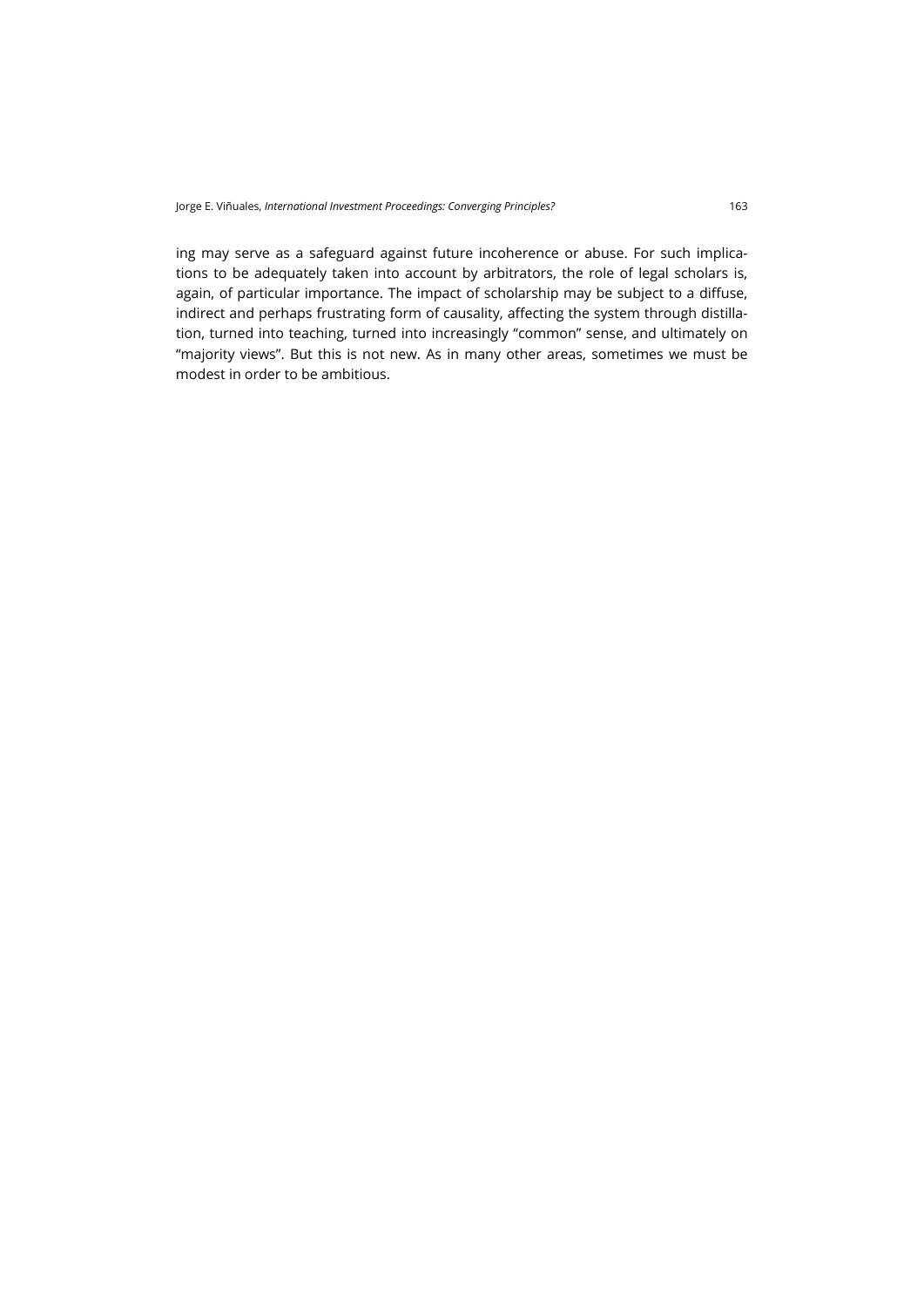ing may serve as a safeguard against future incoherence or abuse. For such implications to be adequately taken into account by arbitrators, the role of legal scholars is, again, of particular importance. The impact of scholarship may be subject to a diffuse, indirect and perhaps frustrating form of causality, affecting the system through distillation, turned into teaching, turned into increasingly "common" sense, and ultimately on "majority views". But this is not new. As in many other areas, sometimes we must be modest in order to be ambitious.